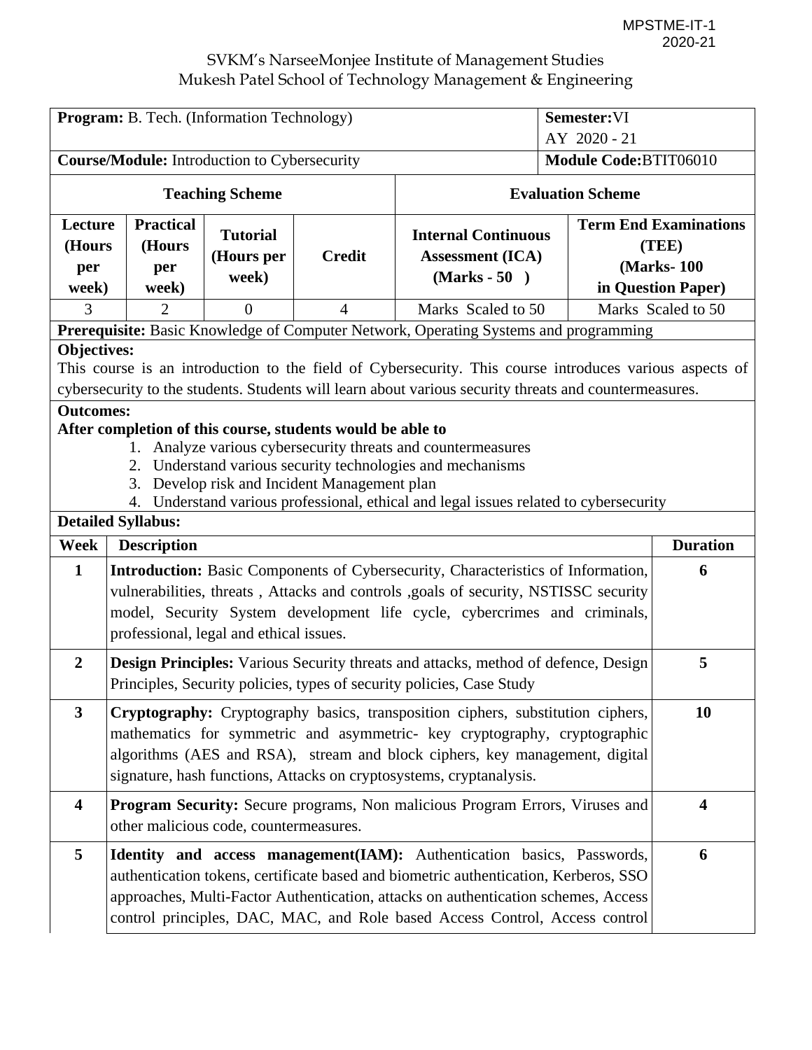MPSTME-IT-1
2020-21

SVKM's NarseeMonjee Institute of Management Studies
Mukesh Patel School of Technology Management & Engineering

| **Program:** B. Tech. (Information Technology) | | | | | **Semester:** VI<br>AY 2020 - 21 |
|---|---|---|---|---|---|
| **Course/Module:** Introduction to Cybersecurity | | | | | **Module Code:** BTIT06010 |
| **Teaching Scheme** | | | | **Evaluation Scheme** | |
| **Lecture (Hours per week)** | **Practical (Hours per week)** | **Tutorial (Hours per week)** | **Credit** | **Internal Continuous Assessment (ICA) (Marks - 50 )** | **Term End Examinations (TEE) (Marks- 100 in Question Paper)** |
| 3 | 2 | 0 | 4 | Marks Scaled to 50 | Marks Scaled to 50 |

**Prerequisite:** Basic Knowledge of Computer Network, Operating Systems and programming

**Objectives:**

This course is an introduction to the field of Cybersecurity. This course introduces various aspects of cybersecurity to the students. Students will learn about various security threats and countermeasures.

**Outcomes:**

**After completion of this course, students would be able to**

1. Analyze various cybersecurity threats and countermeasures
2. Understand various security technologies and mechanisms
3. Develop risk and Incident Management plan
4. Understand various professional, ethical and legal issues related to cybersecurity

**Detailed Syllabus:**

| Week | Description | Duration |
|---|---|---|
| **1** | **Introduction:** Basic Components of Cybersecurity, Characteristics of Information, vulnerabilities, threats , Attacks and controls ,goals of security, NSTISSC security model, Security System development life cycle, cybercrimes and criminals, professional, legal and ethical issues. | **6** |
| **2** | **Design Principles:** Various Security threats and attacks, method of defence, Design Principles, Security policies, types of security policies, Case Study | **5** |
| **3** | **Cryptography:** Cryptography basics, transposition ciphers, substitution ciphers, mathematics for symmetric and asymmetric- key cryptography, cryptographic algorithms (AES and RSA), stream and block ciphers, key management, digital signature, hash functions, Attacks on cryptosystems, cryptanalysis. | **10** |
| **4** | **Program Security:** Secure programs, Non malicious Program Errors, Viruses and other malicious code, countermeasures. | **4** |
| **5** | **Identity and access management(IAM):** Authentication basics, Passwords, authentication tokens, certificate based and biometric authentication, Kerberos, SSO approaches, Multi-Factor Authentication, attacks on authentication schemes, Access control principles, DAC, MAC, and Role based Access Control, Access control | **6** |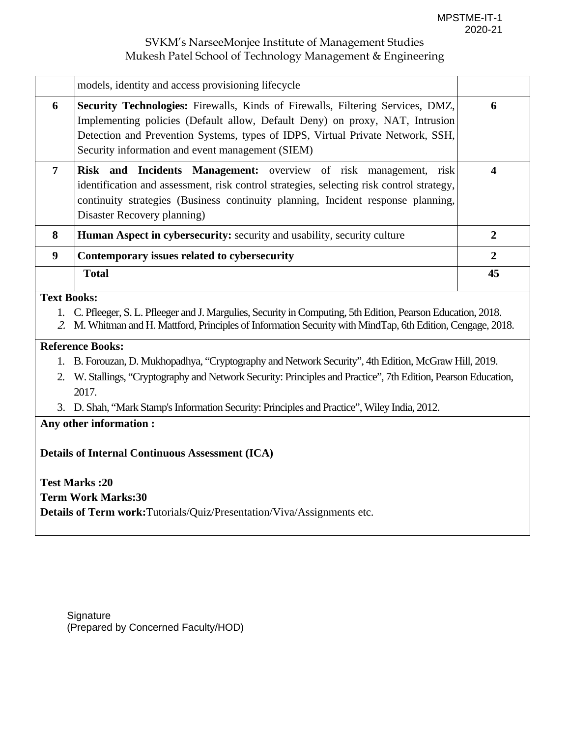| | | |
|---|---|---|
| | models, identity and access provisioning lifecycle | |
| 6 | **Security Technologies:** Firewalls, Kinds of Firewalls, Filtering Services, DMZ, Implementing policies (Default allow, Default Deny) on proxy, NAT, Intrusion Detection and Prevention Systems, types of IDPS, Virtual Private Network, SSH, Security information and event management (SIEM) | 6 |
| 7 | **Risk and Incidents Management:** overview of risk management, risk identification and assessment, risk control strategies, selecting risk control strategy, continuity strategies (Business continuity planning, Incident response planning, Disaster Recovery planning) | 4 |
| 8 | **Human Aspect in cybersecurity:** security and usability, security culture | 2 |
| 9 | **Contemporary issues related to cybersecurity** | 2 |
| | **Total** | **45** |

**Text Books:**

1. C. Pfleeger, S. L. Pfleeger and J. Margulies, Security in Computing, 5th Edition, Pearson Education, 2018.
2. M. Whitman and H. Mattford, Principles of Information Security with MindTap, 6th Edition, Cengage, 2018.

**Reference Books:**

1. B. Forouzan, D. Mukhopadhya, "Cryptography and Network Security", 4th Edition, McGraw Hill, 2019.
2. W. Stallings, "Cryptography and Network Security: Principles and Practice", 7th Edition, Pearson Education, 2017.
3. D. Shah, "Mark Stamp's Information Security: Principles and Practice", Wiley India, 2012.

**Any other information :**

**Details of Internal Continuous Assessment (ICA)**

**Test Marks :20**

**Term Work Marks:30**

**Details of Term work:**Tutorials/Quiz/Presentation/Viva/Assignments etc.

Signature
(Prepared by Concerned Faculty/HOD)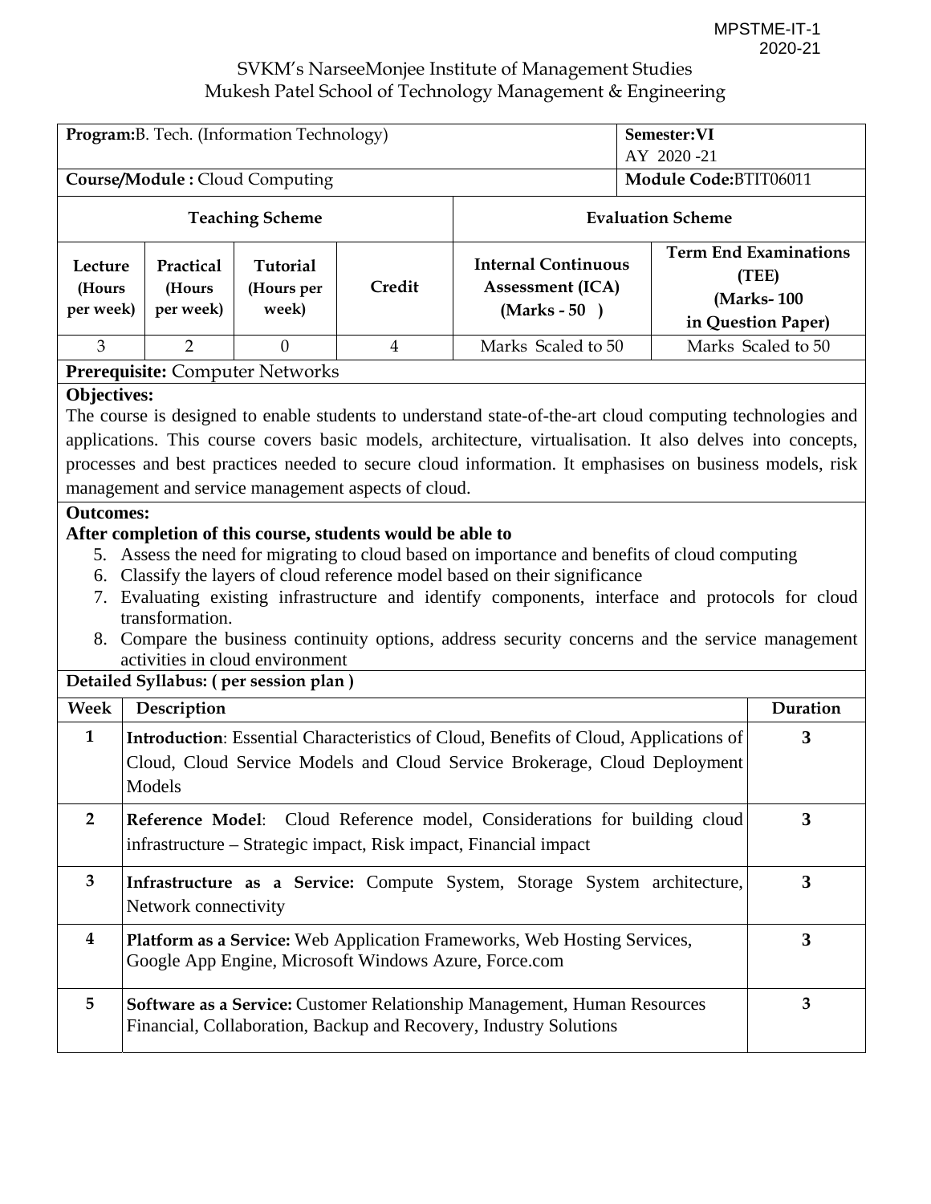SVKM's NarseeMonjee Institute of Management Studies
Mukesh Patel School of Technology Management & Engineering

| **Program:** B. Tech. (Information Technology) | | | | | **Semester:** VI<br>AY 2020 -21 |
|---|---|---|---|---|---|
| **Course/Module :** Cloud Computing | | | | | **Module Code:** BTIT06011 |
| **Teaching Scheme** | | | | **Evaluation Scheme** | |
| **Lecture (Hours per week)** | **Practical (Hours per week)** | **Tutorial (Hours per week)** | **Credit** | **Internal Continuous Assessment (ICA) (Marks - 50 )** | **Term End Examinations (TEE) (Marks- 100 in Question Paper)** |
| 3 | 2 | 0 | 4 | Marks Scaled to 50 | Marks Scaled to 50 |

**Prerequisite:** Computer Networks

**Objectives:**

The course is designed to enable students to understand state-of-the-art cloud computing technologies and applications. This course covers basic models, architecture, virtualisation. It also delves into concepts, processes and best practices needed to secure cloud information. It emphasises on business models, risk management and service management aspects of cloud.

**Outcomes:**

**After completion of this course, students would be able to**

5. Assess the need for migrating to cloud based on importance and benefits of cloud computing
6. Classify the layers of cloud reference model based on their significance
7. Evaluating existing infrastructure and identify components, interface and protocols for cloud transformation.
8. Compare the business continuity options, address security concerns and the service management activities in cloud environment

**Detailed Syllabus: ( per session plan )**

| Week | Description | Duration |
|---|---|---|
| **1** | **Introduction**: Essential Characteristics of Cloud, Benefits of Cloud, Applications of Cloud, Cloud Service Models and Cloud Service Brokerage, Cloud Deployment Models | **3** |
| **2** | **Reference Model**: Cloud Reference model, Considerations for building cloud infrastructure – Strategic impact, Risk impact, Financial impact | **3** |
| **3** | **Infrastructure as a Service:** Compute System, Storage System architecture, Network connectivity | **3** |
| **4** | **Platform as a Service:** Web Application Frameworks, Web Hosting Services, Google App Engine, Microsoft Windows Azure, Force.com | **3** |
| **5** | **Software as a Service:** Customer Relationship Management, Human Resources Financial, Collaboration, Backup and Recovery, Industry Solutions | **3** |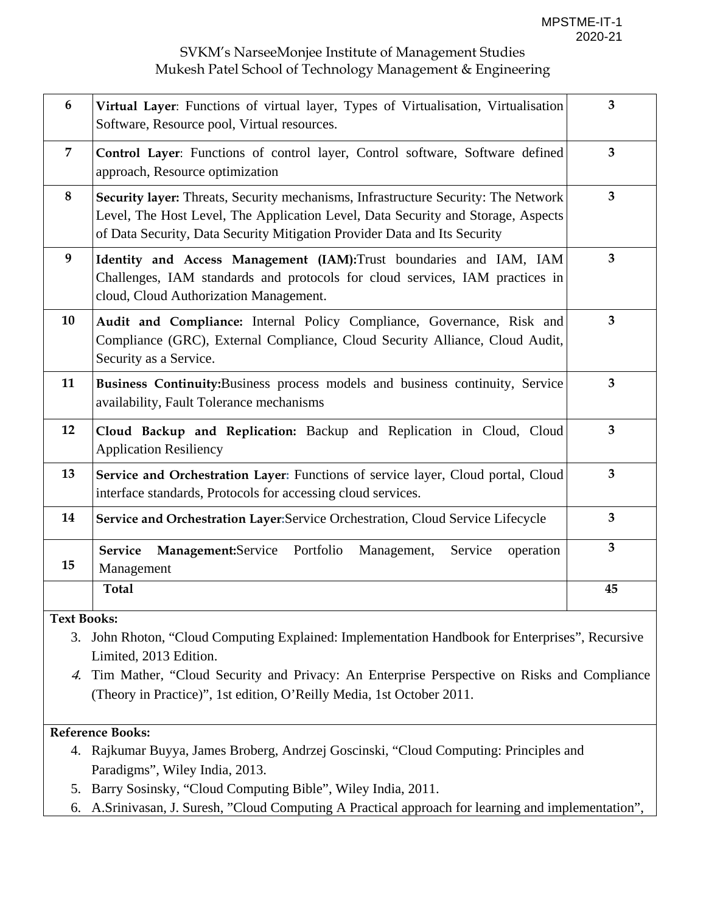| 6 | **Virtual Layer**: Functions of virtual layer, Types of Virtualisation, Virtualisation Software, Resource pool, Virtual resources. | 3 |
|---|---|---|
| 7 | **Control Layer**: Functions of control layer, Control software, Software defined approach, Resource optimization | 3 |
| 8 | **Security layer:** Threats, Security mechanisms, Infrastructure Security: The Network Level, The Host Level, The Application Level, Data Security and Storage, Aspects of Data Security, Data Security Mitigation Provider Data and Its Security | 3 |
| 9 | **Identity and Access Management (IAM):**Trust boundaries and IAM, IAM Challenges, IAM standards and protocols for cloud services, IAM practices in cloud, Cloud Authorization Management. | 3 |
| 10 | **Audit and Compliance:** Internal Policy Compliance, Governance, Risk and Compliance (GRC), External Compliance, Cloud Security Alliance, Cloud Audit, Security as a Service. | 3 |
| 11 | **Business Continuity:**Business process models and business continuity, Service availability, Fault Tolerance mechanisms | 3 |
| 12 | **Cloud Backup and Replication:** Backup and Replication in Cloud, Cloud Application Resiliency | 3 |
| 13 | **Service and Orchestration Layer:** Functions of service layer, Cloud portal, Cloud interface standards, Protocols for accessing cloud services. | 3 |
| 14 | **Service and Orchestration Layer:**Service Orchestration, Cloud Service Lifecycle | 3 |
| 15 | **Service Management:**Service Portfolio Management, Service operation Management | 3 |
| | **Total** | **45** |

**Text Books:**

3. John Rhoton, "Cloud Computing Explained: Implementation Handbook for Enterprises", Recursive Limited, 2013 Edition.
4. Tim Mather, "Cloud Security and Privacy: An Enterprise Perspective on Risks and Compliance (Theory in Practice)", 1st edition, O'Reilly Media, 1st October 2011.

**Reference Books:**

4. Rajkumar Buyya, James Broberg, Andrzej Goscinski, "Cloud Computing: Principles and Paradigms", Wiley India, 2013.
5. Barry Sosinsky, "Cloud Computing Bible", Wiley India, 2011.
6. A.Srinivasan, J. Suresh, "Cloud Computing A Practical approach for learning and implementation",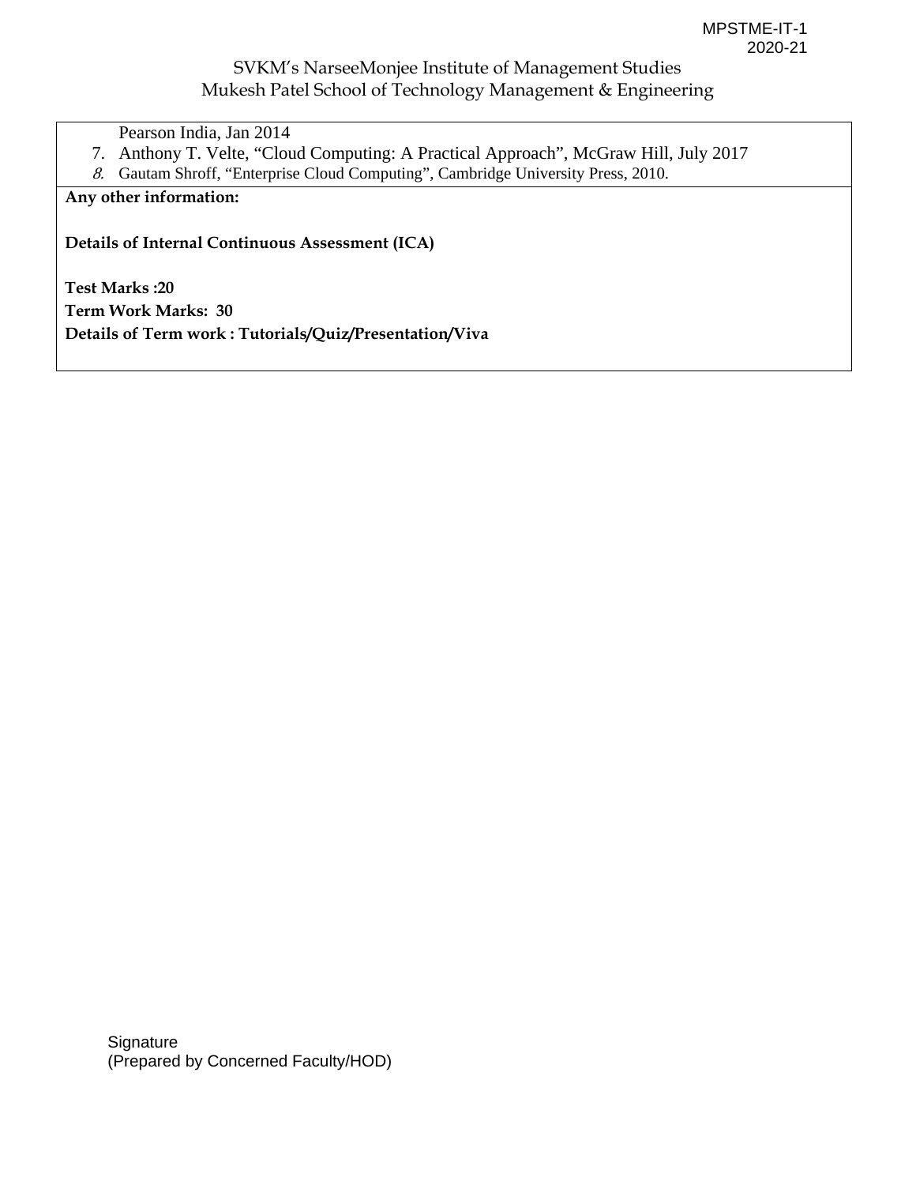Pearson India, Jan 2014

7. Anthony T. Velte, "Cloud Computing: A Practical Approach", McGraw Hill, July 2017
8. Gautam Shroff, "Enterprise Cloud Computing", Cambridge University Press, 2010.

**Any other information:**

**Details of Internal Continuous Assessment (ICA)**

**Test Marks :20**

**Term Work Marks: 30**

**Details of Term work : Tutorials/Quiz/Presentation/Viva**

Signature
(Prepared by Concerned Faculty/HOD)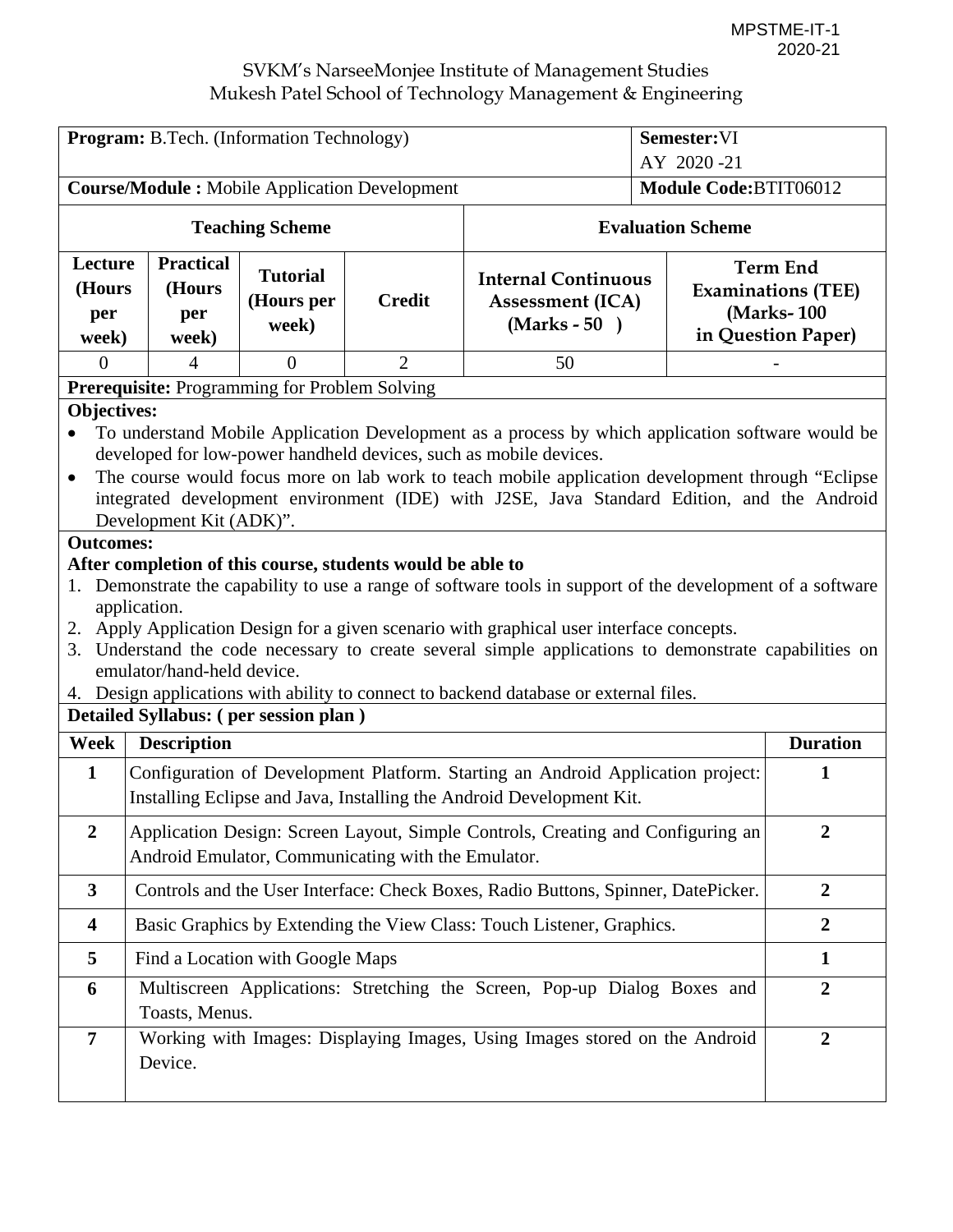SVKM's NarseeMonjee Institute of Management Studies
Mukesh Patel School of Technology Management & Engineering

| **Program:** B.Tech. (Information Technology) | | | | | **Semester:** VI AY 2020 -21 |
|---|---|---|---|---|---|
| **Course/Module :** Mobile Application Development | | | | | **Module Code:** BTIT06012 |
| **Teaching Scheme** | | | | **Evaluation Scheme** | |
| **Lecture (Hours per week)** | **Practical (Hours per week)** | **Tutorial (Hours per week)** | **Credit** | **Internal Continuous Assessment (ICA) (Marks - 50 )** | **Term End Examinations (TEE) (Marks- 100 in Question Paper)** |
| 0 | 4 | 0 | 2 | 50 | - |

**Prerequisite:** Programming for Problem Solving

**Objectives:**

- To understand Mobile Application Development as a process by which application software would be developed for low-power handheld devices, such as mobile devices.
- The course would focus more on lab work to teach mobile application development through "Eclipse integrated development environment (IDE) with J2SE, Java Standard Edition, and the Android Development Kit (ADK)".

**Outcomes:**

**After completion of this course, students would be able to**

1. Demonstrate the capability to use a range of software tools in support of the development of a software application.
2. Apply Application Design for a given scenario with graphical user interface concepts.
3. Understand the code necessary to create several simple applications to demonstrate capabilities on emulator/hand-held device.
4. Design applications with ability to connect to backend database or external files.

**Detailed Syllabus: ( per session plan )**

| Week | Description | Duration |
|---|---|---|
| **1** | Configuration of Development Platform. Starting an Android Application project: Installing Eclipse and Java, Installing the Android Development Kit. | **1** |
| **2** | Application Design: Screen Layout, Simple Controls, Creating and Configuring an Android Emulator, Communicating with the Emulator. | **2** |
| **3** | Controls and the User Interface: Check Boxes, Radio Buttons, Spinner, DatePicker. | **2** |
| **4** | Basic Graphics by Extending the View Class: Touch Listener, Graphics. | **2** |
| **5** | Find a Location with Google Maps | **1** |
| **6** | Multiscreen Applications: Stretching the Screen, Pop-up Dialog Boxes and Toasts, Menus. | **2** |
| **7** | Working with Images: Displaying Images, Using Images stored on the Android Device. | **2** |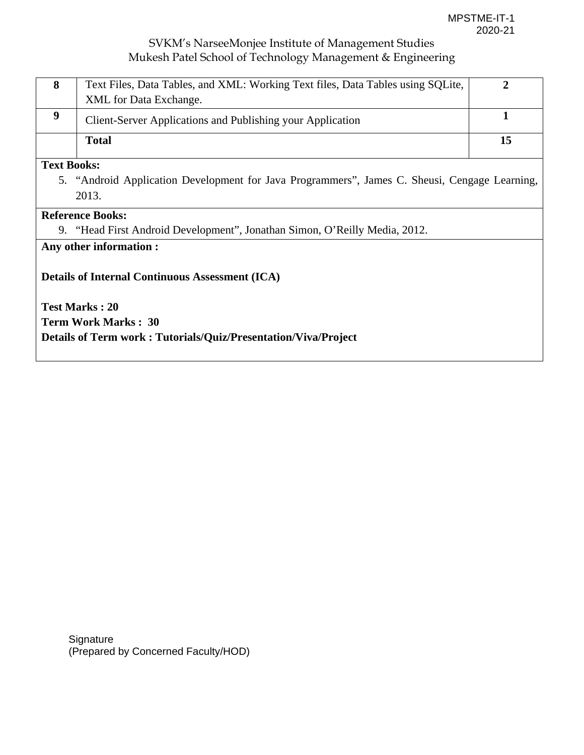| 8 | Text Files, Data Tables, and XML: Working Text files, Data Tables using SQLite, XML for Data Exchange. | 2 |
|---|---|---|
| 9 | Client-Server Applications and Publishing your Application | 1 |
| | **Total** | **15** |

**Text Books:**

5. "Android Application Development for Java Programmers", James C. Sheusi, Cengage Learning, 2013.

**Reference Books:**

9. "Head First Android Development", Jonathan Simon, O'Reilly Media, 2012.

**Any other information :**

**Details of Internal Continuous Assessment (ICA)**

**Test Marks : 20**
**Term Work Marks : 30**
**Details of Term work : Tutorials/Quiz/Presentation/Viva/Project**

Signature
(Prepared by Concerned Faculty/HOD)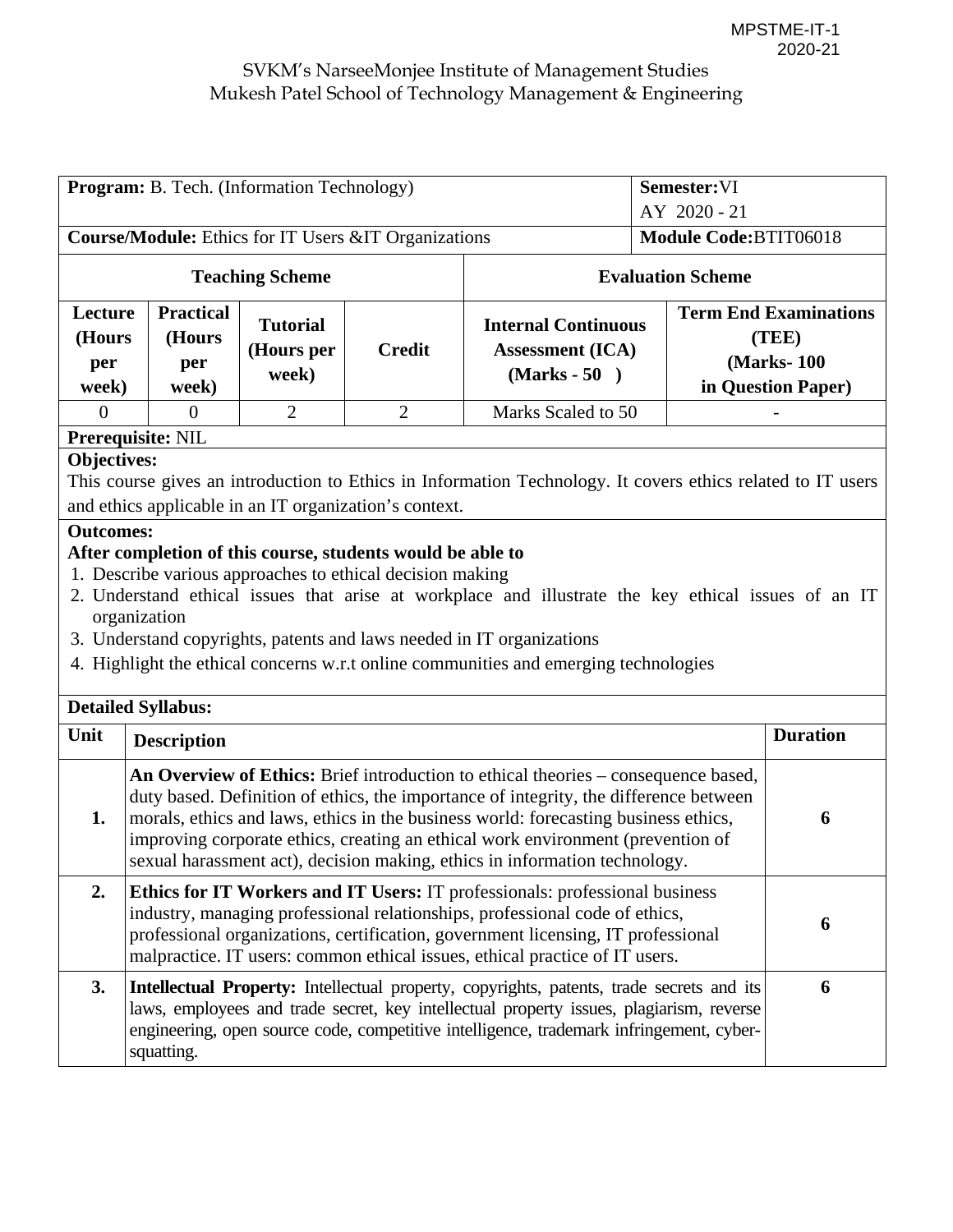MPSTME-IT-1
2020-21

SVKM's NarseeMonjee Institute of Management Studies
Mukesh Patel School of Technology Management & Engineering

| **Program:** B. Tech. (Information Technology) | | | | | **Semester:** VI<br>AY 2020 - 21 |
|---|---|---|---|---|---|
| **Course/Module:** Ethics for IT Users &IT Organizations | | | | | **Module Code:** BTIT06018 |
| **Teaching Scheme** | | | | **Evaluation Scheme** | |
| **Lecture (Hours per week)** | **Practical (Hours per week)** | **Tutorial (Hours per week)** | **Credit** | **Internal Continuous Assessment (ICA) (Marks - 50 )** | **Term End Examinations (TEE) (Marks- 100 in Question Paper)** |
| 0 | 0 | 2 | 2 | Marks Scaled to 50 | - |

**Prerequisite:** NIL

**Objectives:**

This course gives an introduction to Ethics in Information Technology. It covers ethics related to IT users and ethics applicable in an IT organization's context.

**Outcomes:**

**After completion of this course, students would be able to**

1. Describe various approaches to ethical decision making
2. Understand ethical issues that arise at workplace and illustrate the key ethical issues of an IT organization
3. Understand copyrights, patents and laws needed in IT organizations
4. Highlight the ethical concerns w.r.t online communities and emerging technologies

**Detailed Syllabus:**

| Unit | Description | Duration |
|---|---|---|
| **1.** | **An Overview of Ethics:** Brief introduction to ethical theories – consequence based, duty based. Definition of ethics, the importance of integrity, the difference between morals, ethics and laws, ethics in the business world: forecasting business ethics, improving corporate ethics, creating an ethical work environment (prevention of sexual harassment act), decision making, ethics in information technology. | **6** |
| **2.** | **Ethics for IT Workers and IT Users:** IT professionals: professional business industry, managing professional relationships, professional code of ethics, professional organizations, certification, government licensing, IT professional malpractice. IT users: common ethical issues, ethical practice of IT users. | **6** |
| **3.** | **Intellectual Property:** Intellectual property, copyrights, patents, trade secrets and its laws, employees and trade secret, key intellectual property issues, plagiarism, reverse engineering, open source code, competitive intelligence, trademark infringement, cyber-squatting. | **6** |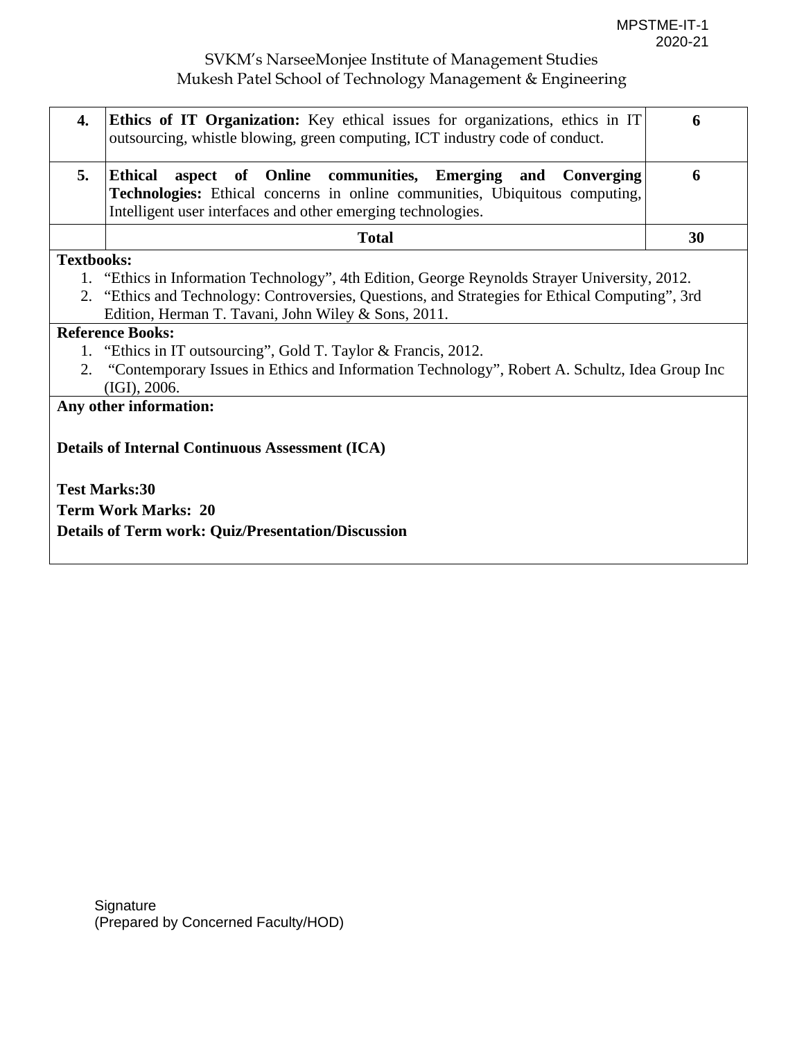| | | |
|---|---|---|
| **4.** | **Ethics of IT Organization:** Key ethical issues for organizations, ethics in IT outsourcing, whistle blowing, green computing, ICT industry code of conduct. | **6** |
| **5.** | **Ethical aspect of Online communities, Emerging and Converging Technologies:** Ethical concerns in online communities, Ubiquitous computing, Intelligent user interfaces and other emerging technologies. | **6** |
| | **Total** | **30** |

**Textbooks:**

1. "Ethics in Information Technology", 4th Edition, George Reynolds Strayer University, 2012.
2. "Ethics and Technology: Controversies, Questions, and Strategies for Ethical Computing", 3rd Edition, Herman T. Tavani, John Wiley & Sons, 2011.

**Reference Books:**

1. "Ethics in IT outsourcing", Gold T. Taylor & Francis, 2012.
2. "Contemporary Issues in Ethics and Information Technology", Robert A. Schultz, Idea Group Inc (IGI), 2006.

**Any other information:**

**Details of Internal Continuous Assessment (ICA)**

**Test Marks:30**

**Term Work Marks: 20**

**Details of Term work: Quiz/Presentation/Discussion**

Signature
(Prepared by Concerned Faculty/HOD)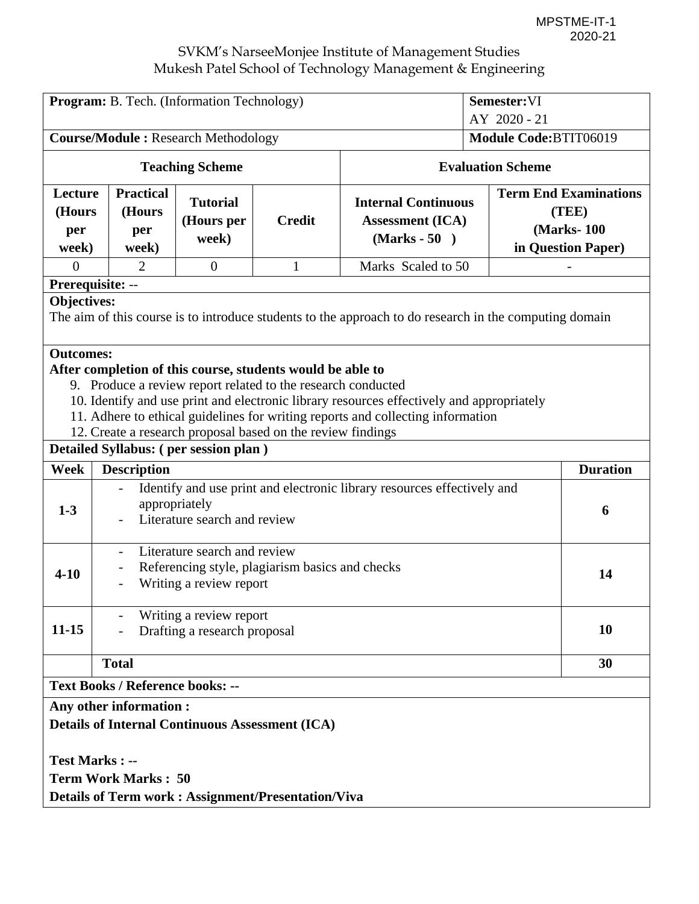MPSTME-IT-1
2020-21

SVKM's NarseeMonjee Institute of Management Studies
Mukesh Patel School of Technology Management & Engineering

| **Program:** B. Tech. (Information Technology) | | | | **Semester:** VI<br>AY 2020 - 21 | |
|---|---|---|---|---|---|
| **Course/Module :** Research Methodology | | | | **Module Code:** BTIT06019 | |
| **Teaching Scheme** | | | | **Evaluation Scheme** | |
| **Lecture (Hours per week)** | **Practical (Hours per week)** | **Tutorial (Hours per week)** | **Credit** | **Internal Continuous Assessment (ICA) (Marks - 50 )** | **Term End Examinations (TEE) (Marks- 100 in Question Paper)** |
| 0 | 2 | 0 | 1 | Marks Scaled to 50 | - |

**Prerequisite:** --

**Objectives:**

The aim of this course is to introduce students to the approach to do research in the computing domain

**Outcomes:**

**After completion of this course, students would be able to**

9. Produce a review report related to the research conducted
10. Identify and use print and electronic library resources effectively and appropriately
11. Adhere to ethical guidelines for writing reports and collecting information
12. Create a research proposal based on the review findings

**Detailed Syllabus: ( per session plan )**

| Week | Description | Duration |
|---|---|---|
| 1-3 | - Identify and use print and electronic library resources effectively and appropriately<br>- Literature search and review | 6 |
| 4-10 | - Literature search and review<br>- Referencing style, plagiarism basics and checks<br>- Writing a review report | 14 |
| 11-15 | - Writing a review report<br>- Drafting a research proposal | 10 |
| | **Total** | **30** |

**Text Books / Reference books: --**

**Any other information :**

**Details of Internal Continuous Assessment (ICA)**

**Test Marks : --**

**Term Work Marks : 50**

**Details of Term work : Assignment/Presentation/Viva**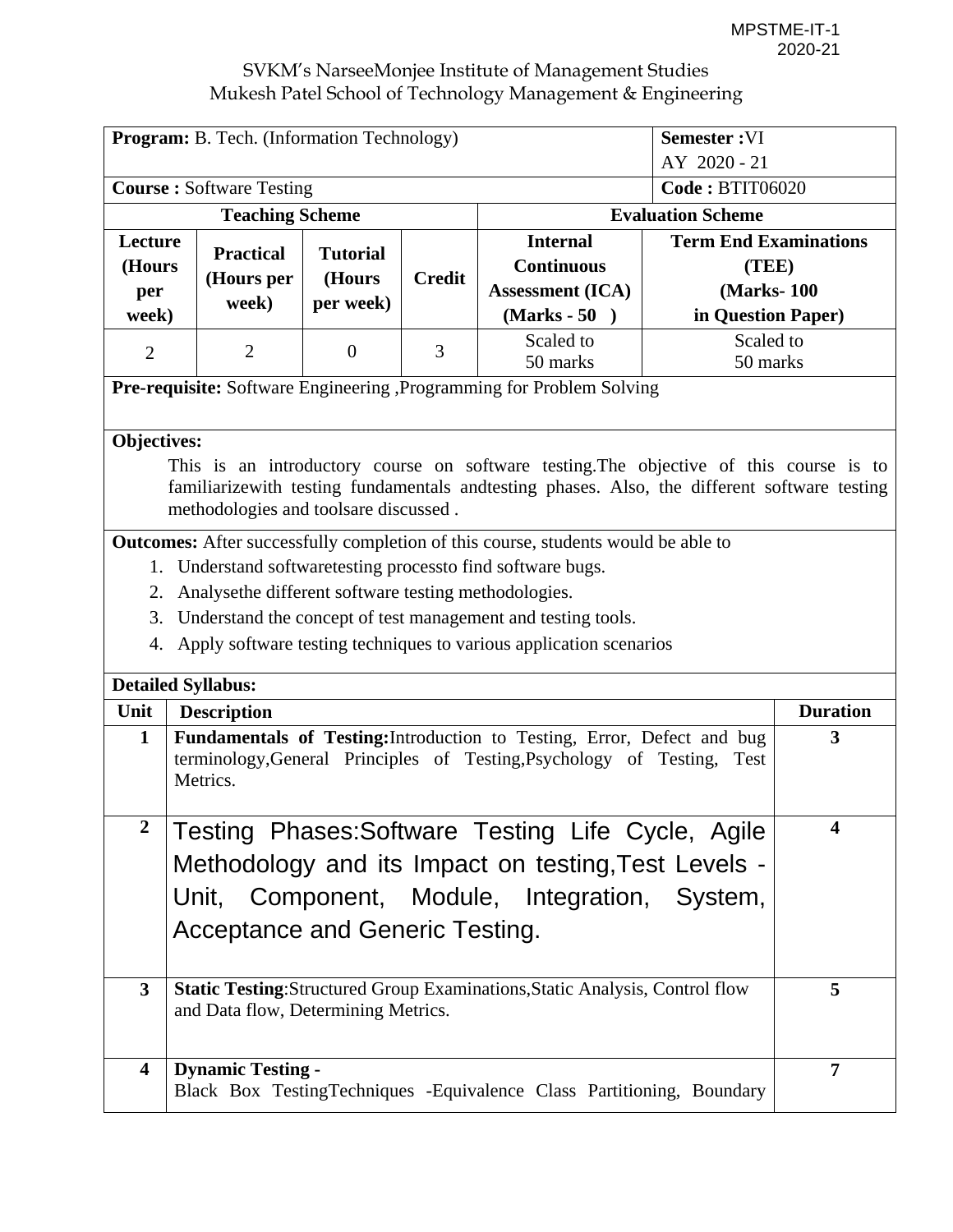MPSTME-IT-1
2020-21

SVKM's NarseeMonjee Institute of Management Studies
Mukesh Patel School of Technology Management & Engineering

| **Program:** B. Tech. (Information Technology) | | | | | **Semester :**VI AY 2020 - 21 |
|---|---|---|---|---|---|
| **Course :** Software Testing | | | | | **Code :** BTIT06020 |
| **Teaching Scheme** | | | | **Evaluation Scheme** | |
| **Lecture (Hours per week)** | **Practical (Hours per week)** | **Tutorial (Hours per week)** | **Credit** | **Internal Continuous Assessment (ICA) (Marks - 50 )** | **Term End Examinations (TEE) (Marks- 100 in Question Paper)** |
| 2 | 2 | 0 | 3 | Scaled to 50 marks | Scaled to 50 marks |

**Pre-requisite:** Software Engineering ,Programming for Problem Solving

**Objectives:**

This is an introductory course on software testing.The objective of this course is to familiarizewith testing fundamentals andtesting phases. Also, the different software testing methodologies and toolsare discussed .

**Outcomes:** After successfully completion of this course, students would be able to

1. Understand softwaretesting processto find software bugs.
2. Analysethe different software testing methodologies.
3. Understand the concept of test management and testing tools.
4. Apply software testing techniques to various application scenarios

**Detailed Syllabus:**

| Unit | Description | Duration |
|---|---|---|
| **1** | **Fundamentals of Testing:**Introduction to Testing, Error, Defect and bug terminology,General Principles of Testing,Psychology of Testing, Test Metrics. | **3** |
| **2** | Testing Phases:Software Testing Life Cycle, Agile Methodology and its Impact on testing,Test Levels - Unit, Component, Module, Integration, System, Acceptance and Generic Testing. | **4** |
| **3** | **Static Testing**:Structured Group Examinations,Static Analysis, Control flow and Data flow, Determining Metrics. | **5** |
| **4** | **Dynamic Testing -** Black Box TestingTechniques -Equivalence Class Partitioning, Boundary | **7** |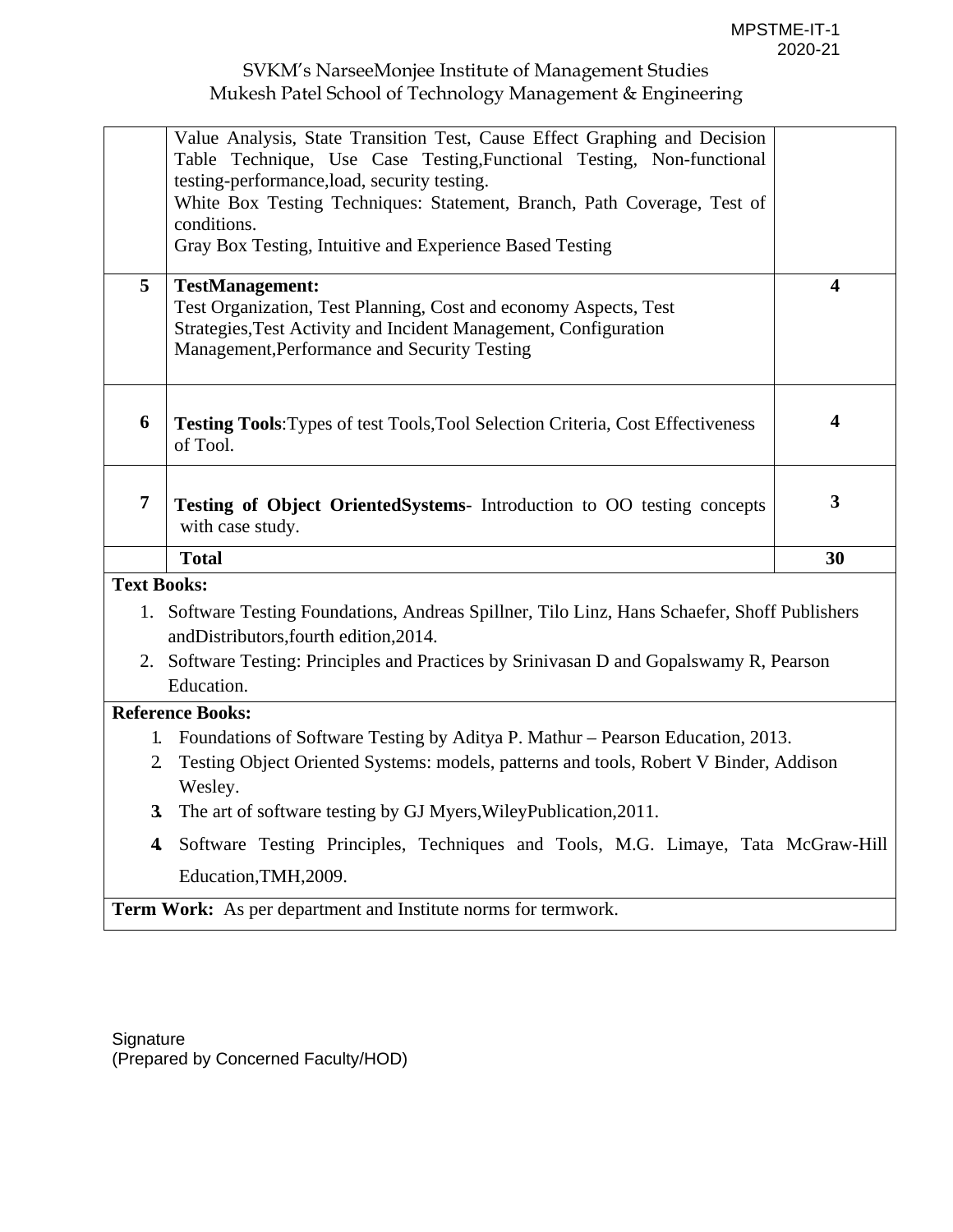SVKM's NarseeMonjee Institute of Management Studies
Mukesh Patel School of Technology Management & Engineering

| | | |
|---|---|---|
| | Value Analysis, State Transition Test, Cause Effect Graphing and Decision Table Technique, Use Case Testing,Functional Testing, Non-functional testing-performance,load, security testing.<br>White Box Testing Techniques: Statement, Branch, Path Coverage, Test of conditions.<br>Gray Box Testing, Intuitive and Experience Based Testing | |
| **5** | **TestManagement:**<br>Test Organization, Test Planning, Cost and economy Aspects, Test Strategies,Test Activity and Incident Management, Configuration Management,Performance and Security Testing | **4** |
| **6** | **Testing Tools**:Types of test Tools,Tool Selection Criteria, Cost Effectiveness of Tool. | **4** |
| **7** | **Testing of Object OrientedSystems**- Introduction to OO testing concepts with case study. | **3** |
| | **Total** | **30** |

**Text Books:**

1. Software Testing Foundations, Andreas Spillner, Tilo Linz, Hans Schaefer, Shoff Publishers andDistributors,fourth edition,2014.
2. Software Testing: Principles and Practices by Srinivasan D and Gopalswamy R, Pearson Education.

**Reference Books:**

1. Foundations of Software Testing by Aditya P. Mathur – Pearson Education, 2013.
2. Testing Object Oriented Systems: models, patterns and tools, Robert V Binder, Addison Wesley.
3. The art of software testing by GJ Myers,WileyPublication,2011.
4. Software Testing Principles, Techniques and Tools, M.G. Limaye, Tata McGraw-Hill Education,TMH,2009.

**Term Work:** As per department and Institute norms for termwork.

Signature
(Prepared by Concerned Faculty/HOD)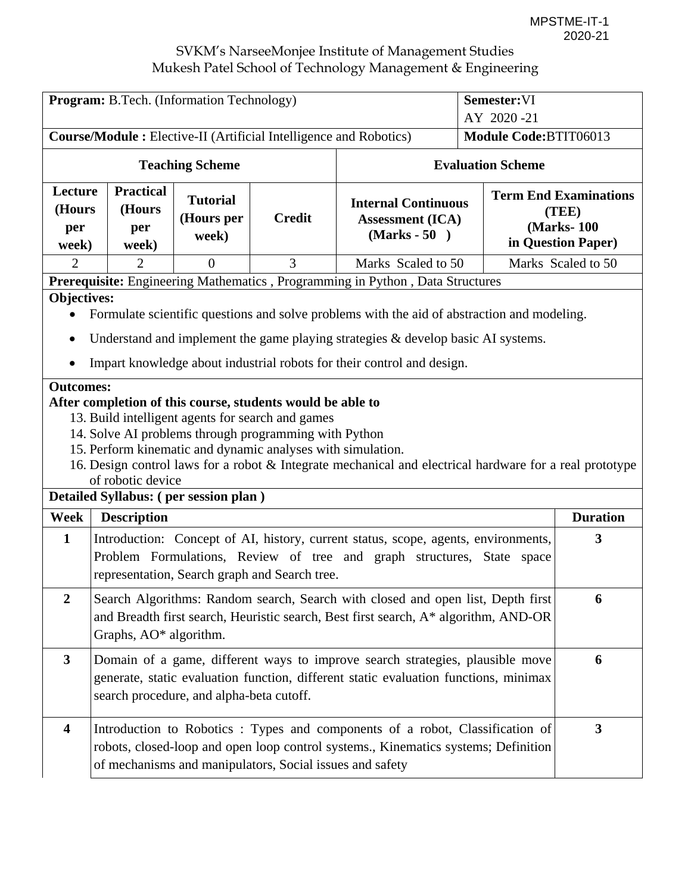MPSTME-IT-1
2020-21

# SVKM's NarseeMonjee Institute of Management Studies
## Mukesh Patel School of Technology Management & Engineering

| **Program:** B.Tech. (Information Technology) | | | | | **Semester:** VI<br>AY 2020 -21 |
|---|---|---|---|---|---|
| **Course/Module :** Elective-II (Artificial Intelligence and Robotics) | | | | | **Module Code:** BTIT06013 |
| **Teaching Scheme** | | | | **Evaluation Scheme** | |
| **Lecture (Hours per week)** | **Practical (Hours per week)** | **Tutorial (Hours per week)** | **Credit** | **Internal Continuous Assessment (ICA) (Marks - 50 )** | **Term End Examinations (TEE) (Marks- 100 in Question Paper)** |
| 2 | 2 | 0 | 3 | Marks Scaled to 50 | Marks Scaled to 50 |

**Prerequisite:** Engineering Mathematics , Programming in Python , Data Structures

**Objectives:**

- Formulate scientific questions and solve problems with the aid of abstraction and modeling.
- Understand and implement the game playing strategies & develop basic AI systems.
- Impart knowledge about industrial robots for their control and design.

**Outcomes:**

**After completion of this course, students would be able to**

13. Build intelligent agents for search and games
14. Solve AI problems through programming with Python
15. Perform kinematic and dynamic analyses with simulation.
16. Design control laws for a robot & Integrate mechanical and electrical hardware for a real prototype of robotic device

**Detailed Syllabus: ( per session plan )**

| Week | Description | Duration |
|---|---|---|
| **1** | Introduction: Concept of AI, history, current status, scope, agents, environments, Problem Formulations, Review of tree and graph structures, State space representation, Search graph and Search tree. | **3** |
| **2** | Search Algorithms: Random search, Search with closed and open list, Depth first and Breadth first search, Heuristic search, Best first search, A* algorithm, AND-OR Graphs, AO* algorithm. | **6** |
| **3** | Domain of a game, different ways to improve search strategies, plausible move generate, static evaluation function, different static evaluation functions, minimax search procedure, and alpha-beta cutoff. | **6** |
| **4** | Introduction to Robotics : Types and components of a robot, Classification of robots, closed-loop and open loop control systems., Kinematics systems; Definition of mechanisms and manipulators, Social issues and safety | **3** |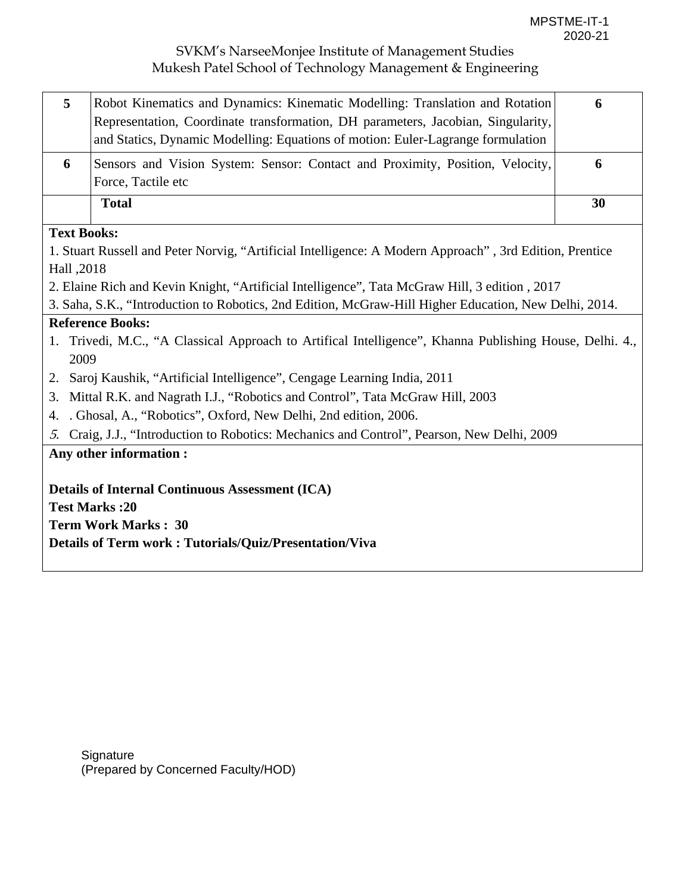| 5 | Robot Kinematics and Dynamics: Kinematic Modelling: Translation and Rotation Representation, Coordinate transformation, DH parameters, Jacobian, Singularity, and Statics, Dynamic Modelling: Equations of motion: Euler-Lagrange formulation | 6 |
|---|---|---|
| 6 | Sensors and Vision System: Sensor: Contact and Proximity, Position, Velocity, Force, Tactile etc | 6 |
| | **Total** | **30** |

**Text Books:**

1. Stuart Russell and Peter Norvig, "Artificial Intelligence: A Modern Approach" , 3rd Edition, Prentice Hall ,2018
2. Elaine Rich and Kevin Knight, "Artificial Intelligence", Tata McGraw Hill, 3 edition , 2017
3. Saha, S.K., "Introduction to Robotics, 2nd Edition, McGraw-Hill Higher Education, New Delhi, 2014.

**Reference Books:**

1. Trivedi, M.C., "A Classical Approach to Artifical Intelligence", Khanna Publishing House, Delhi. 4., 2009
2. Saroj Kaushik, "Artificial Intelligence", Cengage Learning India, 2011
3. Mittal R.K. and Nagrath I.J., "Robotics and Control", Tata McGraw Hill, 2003
4. . Ghosal, A., "Robotics", Oxford, New Delhi, 2nd edition, 2006.
5. Craig, J.J., "Introduction to Robotics: Mechanics and Control", Pearson, New Delhi, 2009

**Any other information :**

**Details of Internal Continuous Assessment (ICA)**
**Test Marks :20**
**Term Work Marks : 30**
**Details of Term work : Tutorials/Quiz/Presentation/Viva**

Signature
(Prepared by Concerned Faculty/HOD)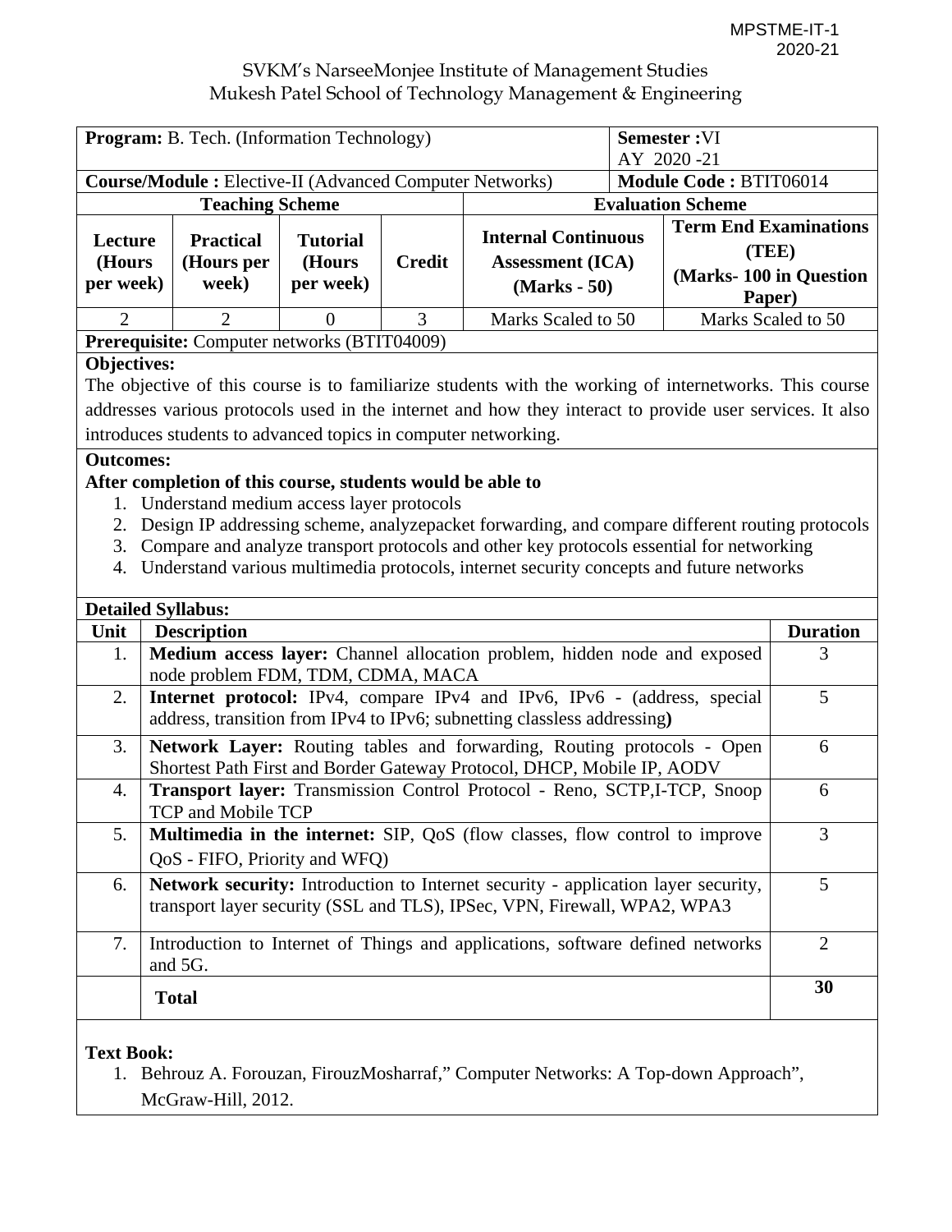SVKM's NarseeMonjee Institute of Management Studies
Mukesh Patel School of Technology Management & Engineering

| **Program:** B. Tech. (Information Technology) | | | | | **Semester :**VI AY 2020 -21 | |
|---|---|---|---|---|---|---|
| **Course/Module :** Elective-II (Advanced Computer Networks) | | | | | **Module Code :** BTIT06014 | |
| **Teaching Scheme** | | | | **Evaluation Scheme** | | |
| **Lecture (Hours per week)** | **Practical (Hours per week)** | **Tutorial (Hours per week)** | **Credit** | **Internal Continuous Assessment (ICA) (Marks - 50)** | **Term End Examinations (TEE) (Marks- 100 in Question Paper)** | |
| 2 | 2 | 0 | 3 | Marks Scaled to 50 | Marks Scaled to 50 | |

**Prerequisite:** Computer networks (BTIT04009)

**Objectives:**

The objective of this course is to familiarize students with the working of internetworks. This course addresses various protocols used in the internet and how they interact to provide user services. It also introduces students to advanced topics in computer networking.

**Outcomes:**

**After completion of this course, students would be able to**

1. Understand medium access layer protocols
2. Design IP addressing scheme, analyzepacket forwarding, and compare different routing protocols
3. Compare and analyze transport protocols and other key protocols essential for networking
4. Understand various multimedia protocols, internet security concepts and future networks

**Detailed Syllabus:**

| Unit | Description | Duration |
|---|---|---|
| 1. | **Medium access layer:** Channel allocation problem, hidden node and exposed node problem FDM, TDM, CDMA, MACA | 3 |
| 2. | **Internet protocol:** IPv4, compare IPv4 and IPv6, IPv6 - (address, special address, transition from IPv4 to IPv6; subnetting classless addressing**)** | 5 |
| 3. | **Network Layer:** Routing tables and forwarding, Routing protocols - Open Shortest Path First and Border Gateway Protocol, DHCP, Mobile IP, AODV | 6 |
| 4. | **Transport layer:** Transmission Control Protocol - Reno, SCTP,I-TCP, Snoop TCP and Mobile TCP | 6 |
| 5. | **Multimedia in the internet:** SIP, QoS (flow classes, flow control to improve QoS - FIFO, Priority and WFQ) | 3 |
| 6. | **Network security:** Introduction to Internet security - application layer security, transport layer security (SSL and TLS), IPSec, VPN, Firewall, WPA2, WPA3 | 5 |
| 7. | Introduction to Internet of Things and applications, software defined networks and 5G. | 2 |
| | **Total** | **30** |

**Text Book:**

1. Behrouz A. Forouzan, FirouzMosharraf," Computer Networks: A Top-down Approach", McGraw-Hill, 2012.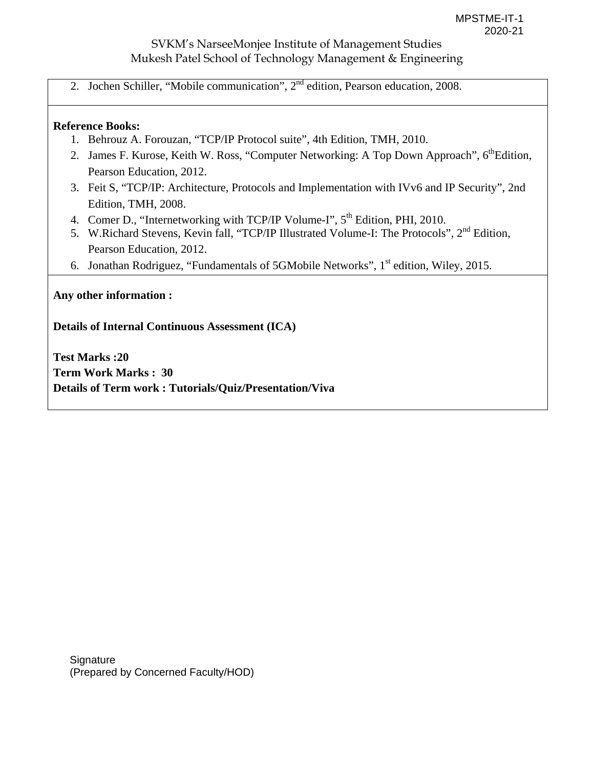2. Jochen Schiller, “Mobile communication”, 2nd edition, Pearson education, 2008.

**Reference Books:**

1. Behrouz A. Forouzan, “TCP/IP Protocol suite”, 4th Edition, TMH, 2010.
2. James F. Kurose, Keith W. Ross, “Computer Networking: A Top Down Approach”, 6thEdition, Pearson Education, 2012.
3. Feit S, “TCP/IP: Architecture, Protocols and Implementation with IVv6 and IP Security”, 2nd Edition, TMH, 2008.
4. Comer D., “Internetworking with TCP/IP Volume-I”, 5th Edition, PHI, 2010.
5. W.Richard Stevens, Kevin fall, “TCP/IP Illustrated Volume-I: The Protocols”, 2nd Edition, Pearson Education, 2012.
6. Jonathan Rodriguez, “Fundamentals of 5GMobile Networks”, 1st edition, Wiley, 2015.

**Any other information :**

**Details of Internal Continuous Assessment (ICA)**

**Test Marks :20**
**Term Work Marks : 30**
**Details of Term work : Tutorials/Quiz/Presentation/Viva**

Signature
(Prepared by Concerned Faculty/HOD)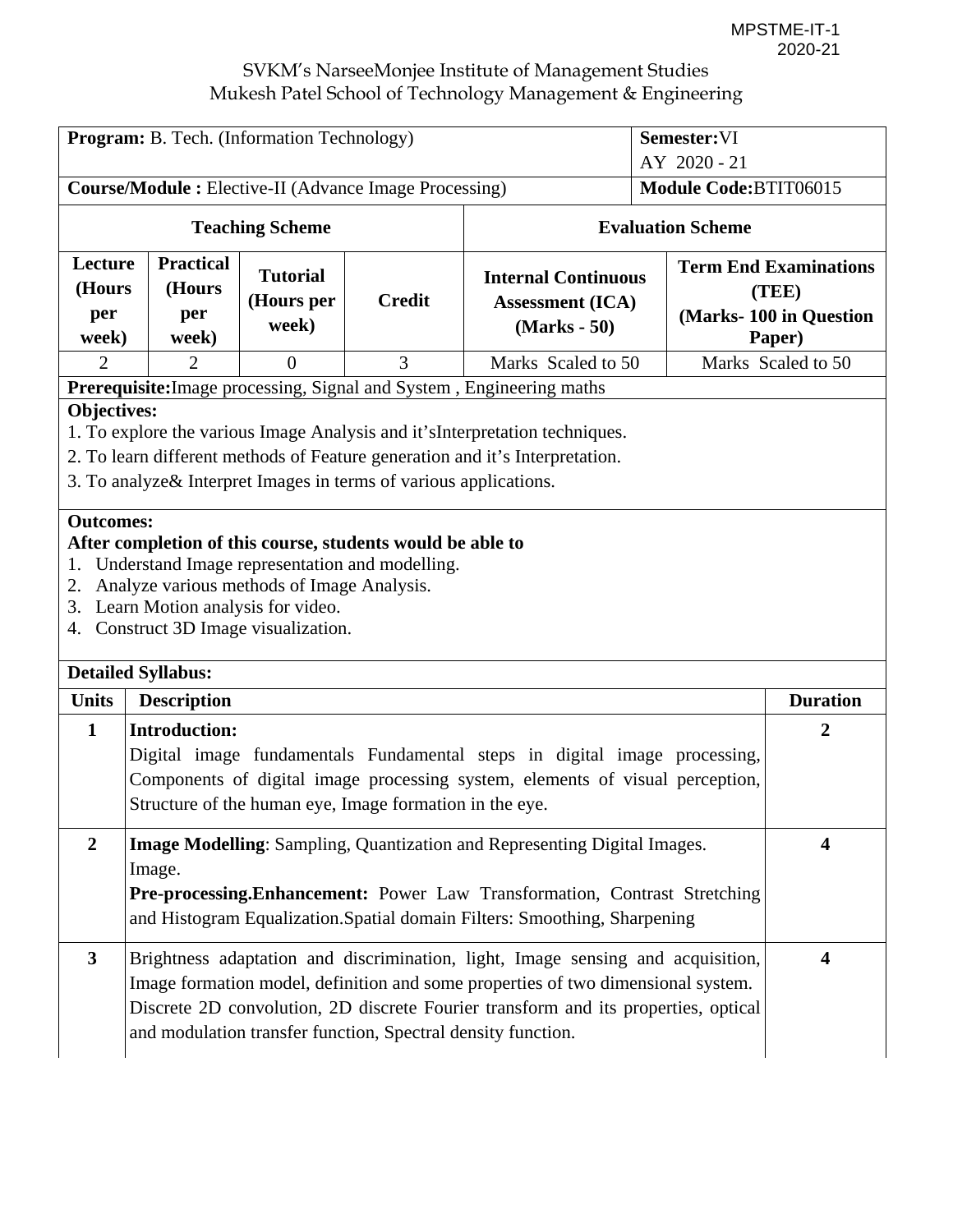MPSTME-IT-1
2020-21

SVKM's NarseeMonjee Institute of Management Studies
Mukesh Patel School of Technology Management & Engineering

| **Program:** B. Tech. (Information Technology) | | | | | **Semester:**VI AY 2020 - 21 |
|---|---|---|---|---|---|
| **Course/Module :** Elective-II (Advance Image Processing) | | | | | **Module Code:**BTIT06015 |
| **Teaching Scheme** | | | | **Evaluation Scheme** | |
| **Lecture (Hours per week)** | **Practical (Hours per week)** | **Tutorial (Hours per week)** | **Credit** | **Internal Continuous Assessment (ICA) (Marks - 50)** | **Term End Examinations (TEE) (Marks- 100 in Question Paper)** |
| 2 | 2 | 0 | 3 | Marks Scaled to 50 | Marks Scaled to 50 |

**Prerequisite:**Image processing, Signal and System , Engineering maths

**Objectives:**

1. To explore the various Image Analysis and it'sInterpretation techniques.
2. To learn different methods of Feature generation and it's Interpretation.
3. To analyze& Interpret Images in terms of various applications.

**Outcomes:**

**After completion of this course, students would be able to**

1. Understand Image representation and modelling.
2. Analyze various methods of Image Analysis.
3. Learn Motion analysis for video.
4. Construct 3D Image visualization.

**Detailed Syllabus:**

| Units | Description | Duration |
|---|---|---|
| **1** | **Introduction:** Digital image fundamentals Fundamental steps in digital image processing, Components of digital image processing system, elements of visual perception, Structure of the human eye, Image formation in the eye. | **2** |
| **2** | **Image Modelling**: Sampling, Quantization and Representing Digital Images. Image. **Pre-processing.Enhancement:** Power Law Transformation, Contrast Stretching and Histogram Equalization.Spatial domain Filters: Smoothing, Sharpening | **4** |
| **3** | Brightness adaptation and discrimination, light, Image sensing and acquisition, Image formation model, definition and some properties of two dimensional system. Discrete 2D convolution, 2D discrete Fourier transform and its properties, optical and modulation transfer function, Spectral density function. | **4** |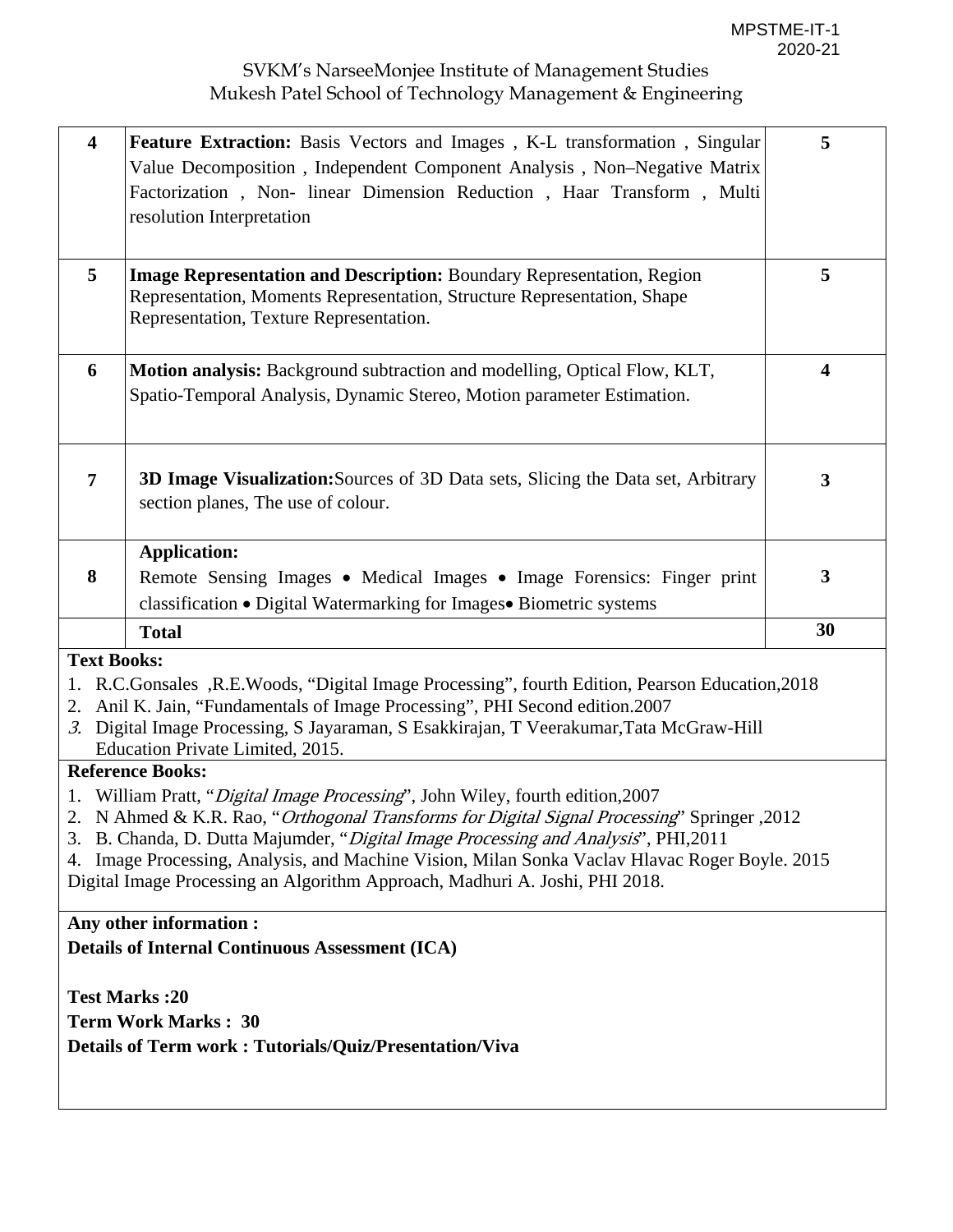| | | |
|---|---|---|
| **4** | **Feature Extraction:** Basis Vectors and Images , K-L transformation , Singular Value Decomposition , Independent Component Analysis , Non–Negative Matrix Factorization , Non- linear Dimension Reduction , Haar Transform , Multi resolution Interpretation | **5** |
| **5** | **Image Representation and Description:** Boundary Representation, Region Representation, Moments Representation, Structure Representation, Shape Representation, Texture Representation. | **5** |
| **6** | **Motion analysis:** Background subtraction and modelling, Optical Flow, KLT, Spatio-Temporal Analysis, Dynamic Stereo, Motion parameter Estimation. | **4** |
| **7** | **3D Image Visualization:**Sources of 3D Data sets, Slicing the Data set, Arbitrary section planes, The use of colour. | **3** |
| **8** | **Application:**<br>Remote Sensing Images • Medical Images • Image Forensics: Finger print classification • Digital Watermarking for Images• Biometric systems | **3** |
| | **Total** | **30** |

**Text Books:**

1. R.C.Gonsales ,R.E.Woods, "Digital Image Processing", fourth Edition, Pearson Education,2018
2. Anil K. Jain, "Fundamentals of Image Processing", PHI Second edition.2007
3. Digital Image Processing, S Jayaraman, S Esakkirajan, T Veerakumar,Tata McGraw-Hill Education Private Limited, 2015.

**Reference Books:**

1. William Pratt, "*Digital Image Processing*", John Wiley, fourth edition,2007
2. N Ahmed & K.R. Rao, "*Orthogonal Transforms for Digital Signal Processing*" Springer ,2012
3. B. Chanda, D. Dutta Majumder, "*Digital Image Processing and Analysis*", PHI,2011
4. Image Processing, Analysis, and Machine Vision, Milan Sonka Vaclav Hlavac Roger Boyle. 2015

Digital Image Processing an Algorithm Approach, Madhuri A. Joshi, PHI 2018.

**Any other information :**

**Details of Internal Continuous Assessment (ICA)**

**Test Marks :20**

**Term Work Marks : 30**

**Details of Term work : Tutorials/Quiz/Presentation/Viva**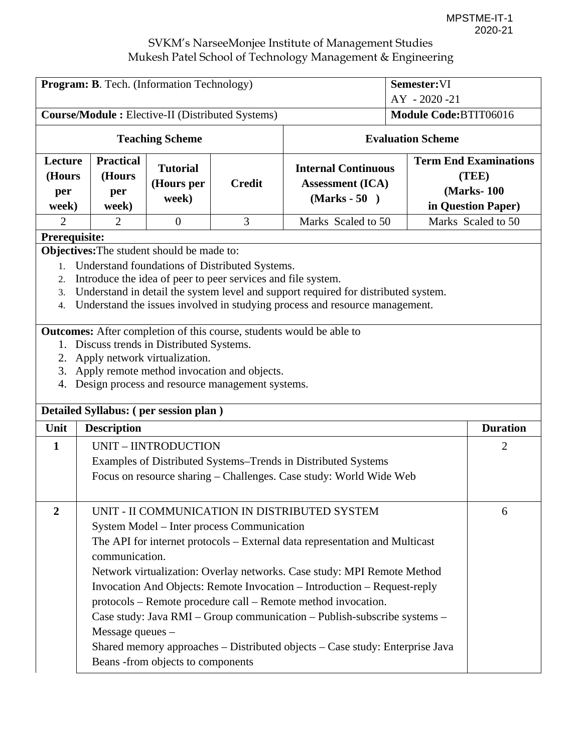MPSTME-IT-1
2020-21

SVKM's NarseeMonjee Institute of Management Studies
Mukesh Patel School of Technology Management & Engineering

| **Program: B**. Tech. (Information Technology) | | | | **Semester:**VI AY - 2020 -21 | |
|---|---|---|---|---|---|
| **Course/Module :** Elective-II (Distributed Systems) | | | | **Module Code:**BTIT06016 | |
| **Teaching Scheme** | | | | **Evaluation Scheme** | |
| **Lecture (Hours per week)** | **Practical (Hours per week)** | **Tutorial (Hours per week)** | **Credit** | **Internal Continuous Assessment (ICA) (Marks - 50 )** | **Term End Examinations (TEE) (Marks- 100 in Question Paper)** |
| 2 | 2 | 0 | 3 | Marks Scaled to 50 | Marks Scaled to 50 |

**Prerequisite:**

**Objectives:**The student should be made to:

1. Understand foundations of Distributed Systems.
2. Introduce the idea of peer to peer services and file system.
3. Understand in detail the system level and support required for distributed system.
4. Understand the issues involved in studying process and resource management.

**Outcomes:** After completion of this course, students would be able to

1. Discuss trends in Distributed Systems.
2. Apply network virtualization.
3. Apply remote method invocation and objects.
4. Design process and resource management systems.

**Detailed Syllabus: ( per session plan )**

| **Unit** | **Description** | **Duration** |
|---|---|---|
| **1** | UNIT – IINTRODUCTION<br>Examples of Distributed Systems–Trends in Distributed Systems<br>Focus on resource sharing – Challenges. Case study: World Wide Web | 2 |
| **2** | UNIT - II COMMUNICATION IN DISTRIBUTED SYSTEM<br>System Model – Inter process Communication<br>The API for internet protocols – External data representation and Multicast communication.<br>Network virtualization: Overlay networks. Case study: MPI Remote Method Invocation And Objects: Remote Invocation – Introduction – Request-reply protocols – Remote procedure call – Remote method invocation.<br>Case study: Java RMI – Group communication – Publish-subscribe systems – Message queues –<br>Shared memory approaches – Distributed objects – Case study: Enterprise Java Beans -from objects to components | 6 |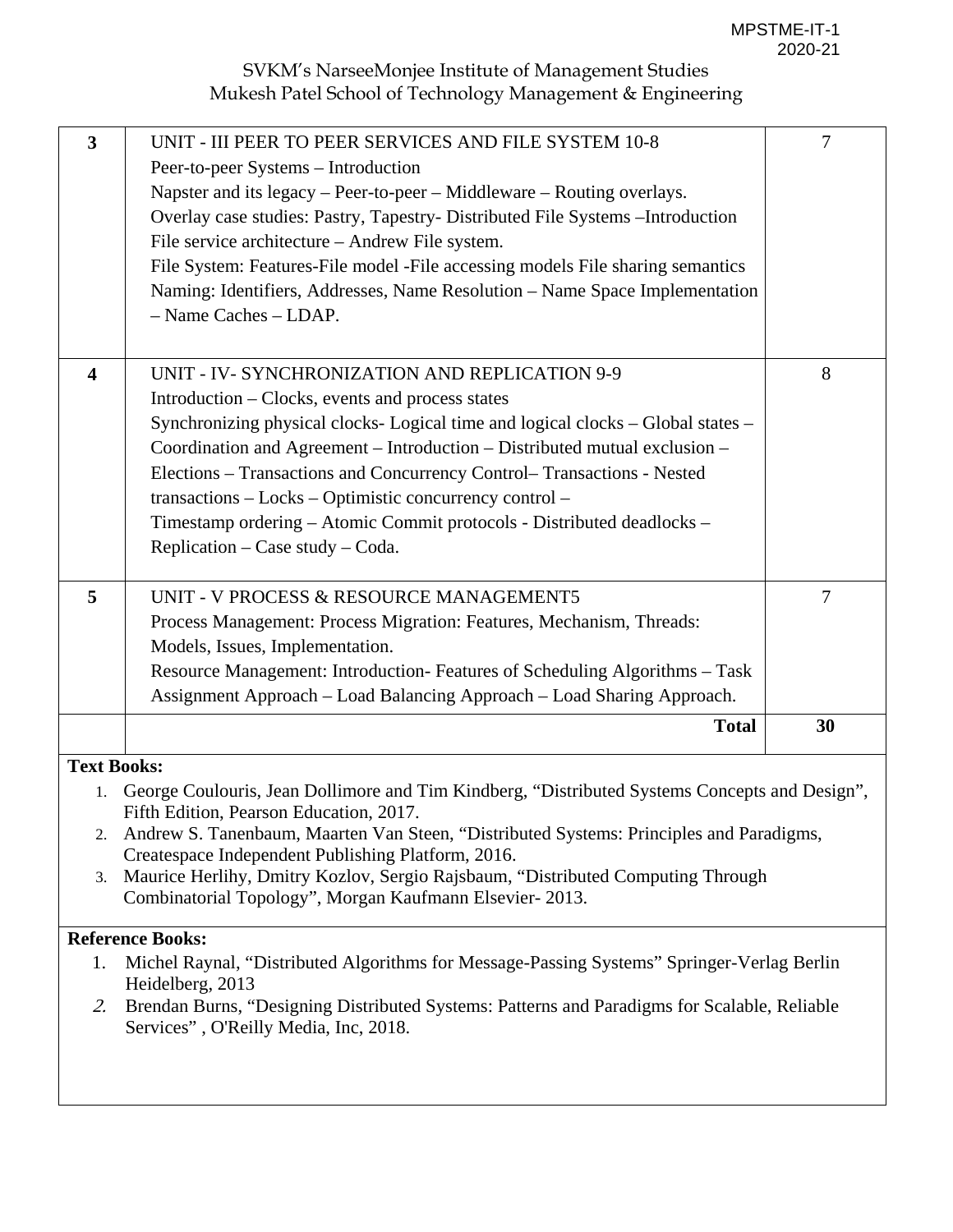SVKM's NarseeMonjee Institute of Management Studies
Mukesh Patel School of Technology Management & Engineering

| | | |
|---|---|---|
| **3** | UNIT - III PEER TO PEER SERVICES AND FILE SYSTEM 10-8<br>Peer-to-peer Systems – Introduction<br>Napster and its legacy – Peer-to-peer – Middleware – Routing overlays.<br>Overlay case studies: Pastry, Tapestry- Distributed File Systems –Introduction<br>File service architecture – Andrew File system.<br>File System: Features-File model -File accessing models File sharing semantics<br>Naming: Identifiers, Addresses, Name Resolution – Name Space Implementation – Name Caches – LDAP. | 7 |
| **4** | UNIT - IV- SYNCHRONIZATION AND REPLICATION 9-9<br>Introduction – Clocks, events and process states<br>Synchronizing physical clocks- Logical time and logical clocks – Global states – Coordination and Agreement – Introduction – Distributed mutual exclusion – Elections – Transactions and Concurrency Control– Transactions - Nested transactions – Locks – Optimistic concurrency control –<br>Timestamp ordering – Atomic Commit protocols - Distributed deadlocks – Replication – Case study – Coda. | 8 |
| **5** | UNIT - V PROCESS & RESOURCE MANAGEMENT5<br>Process Management: Process Migration: Features, Mechanism, Threads: Models, Issues, Implementation.<br>Resource Management: Introduction- Features of Scheduling Algorithms – Task Assignment Approach – Load Balancing Approach – Load Sharing Approach. | 7 |
| | **Total** | **30** |

**Text Books:**

1. George Coulouris, Jean Dollimore and Tim Kindberg, "Distributed Systems Concepts and Design", Fifth Edition, Pearson Education, 2017.
2. Andrew S. Tanenbaum, Maarten Van Steen, "Distributed Systems: Principles and Paradigms, Createspace Independent Publishing Platform, 2016.
3. Maurice Herlihy, Dmitry Kozlov, Sergio Rajsbaum, "Distributed Computing Through Combinatorial Topology", Morgan Kaufmann Elsevier- 2013.

**Reference Books:**

1. Michel Raynal, "Distributed Algorithms for Message-Passing Systems" Springer-Verlag Berlin Heidelberg, 2013
2. Brendan Burns, "Designing Distributed Systems: Patterns and Paradigms for Scalable, Reliable Services" , O'Reilly Media, Inc, 2018.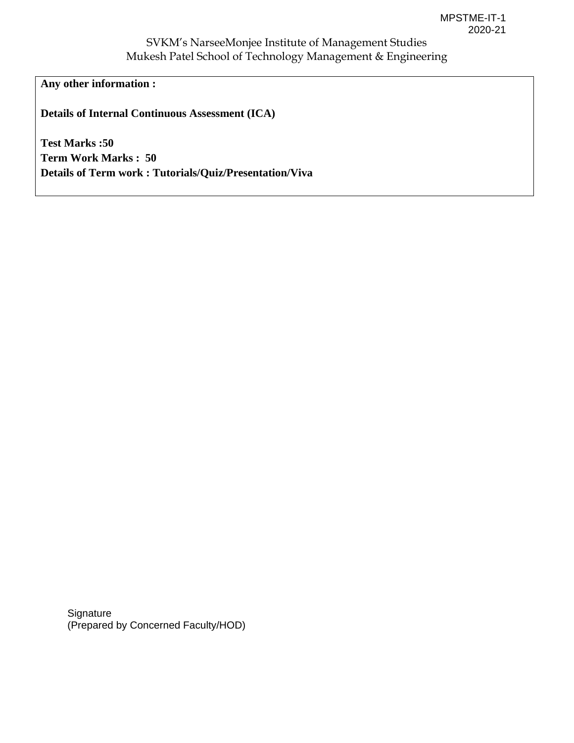**Any other information :**

**Details of Internal Continuous Assessment (ICA)**

**Test Marks :50**
**Term Work Marks : 50**
**Details of Term work : Tutorials/Quiz/Presentation/Viva**

Signature
(Prepared by Concerned Faculty/HOD)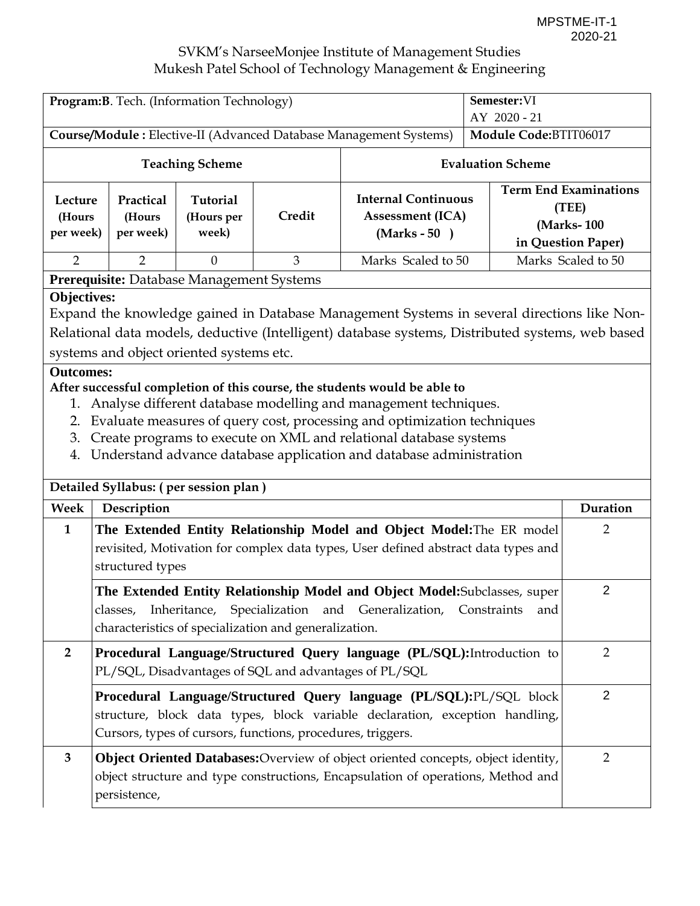MPSTME-IT-1
2020-21

SVKM's NarseeMonjee Institute of Management Studies
Mukesh Patel School of Technology Management & Engineering

| **Program:B**. Tech. (Information Technology) | | | | **Semester:**VI AY 2020 - 21 | |
|---|---|---|---|---|---|
| **Course/Module :** Elective-II (Advanced Database Management Systems) | | | | **Module Code:**BTIT06017 | |
| **Teaching Scheme** | | | | **Evaluation Scheme** | |
| **Lecture (Hours per week)** | **Practical (Hours per week)** | **Tutorial (Hours per week)** | **Credit** | **Internal Continuous Assessment (ICA) (Marks - 50 )** | **Term End Examinations (TEE) (Marks- 100 in Question Paper)** |
| 2 | 2 | 0 | 3 | Marks Scaled to 50 | Marks Scaled to 50 |

**Prerequisite:** Database Management Systems

**Objectives:**

Expand the knowledge gained in Database Management Systems in several directions like Non-Relational data models, deductive (Intelligent) database systems, Distributed systems, web based systems and object oriented systems etc.

**Outcomes:**

**After successful completion of this course, the students would be able to**

1. Analyse different database modelling and management techniques.
2. Evaluate measures of query cost, processing and optimization techniques
3. Create programs to execute on XML and relational database systems
4. Understand advance database application and database administration

**Detailed Syllabus: ( per session plan )**

| Week | Description | Duration |
|---|---|---|
| **1** | **The Extended Entity Relationship Model and Object Model:**The ER model revisited, Motivation for complex data types, User defined abstract data types and structured types | 2 |
| | **The Extended Entity Relationship Model and Object Model:**Subclasses, super classes, Inheritance, Specialization and Generalization, Constraints and characteristics of specialization and generalization. | 2 |
| **2** | **Procedural Language/Structured Query language (PL/SQL):**Introduction to PL/SQL, Disadvantages of SQL and advantages of PL/SQL | 2 |
| | **Procedural Language/Structured Query language (PL/SQL):**PL/SQL block structure, block data types, block variable declaration, exception handling, Cursors, types of cursors, functions, procedures, triggers. | 2 |
| **3** | **Object Oriented Databases:**Overview of object oriented concepts, object identity, object structure and type constructions, Encapsulation of operations, Method and persistence, | 2 |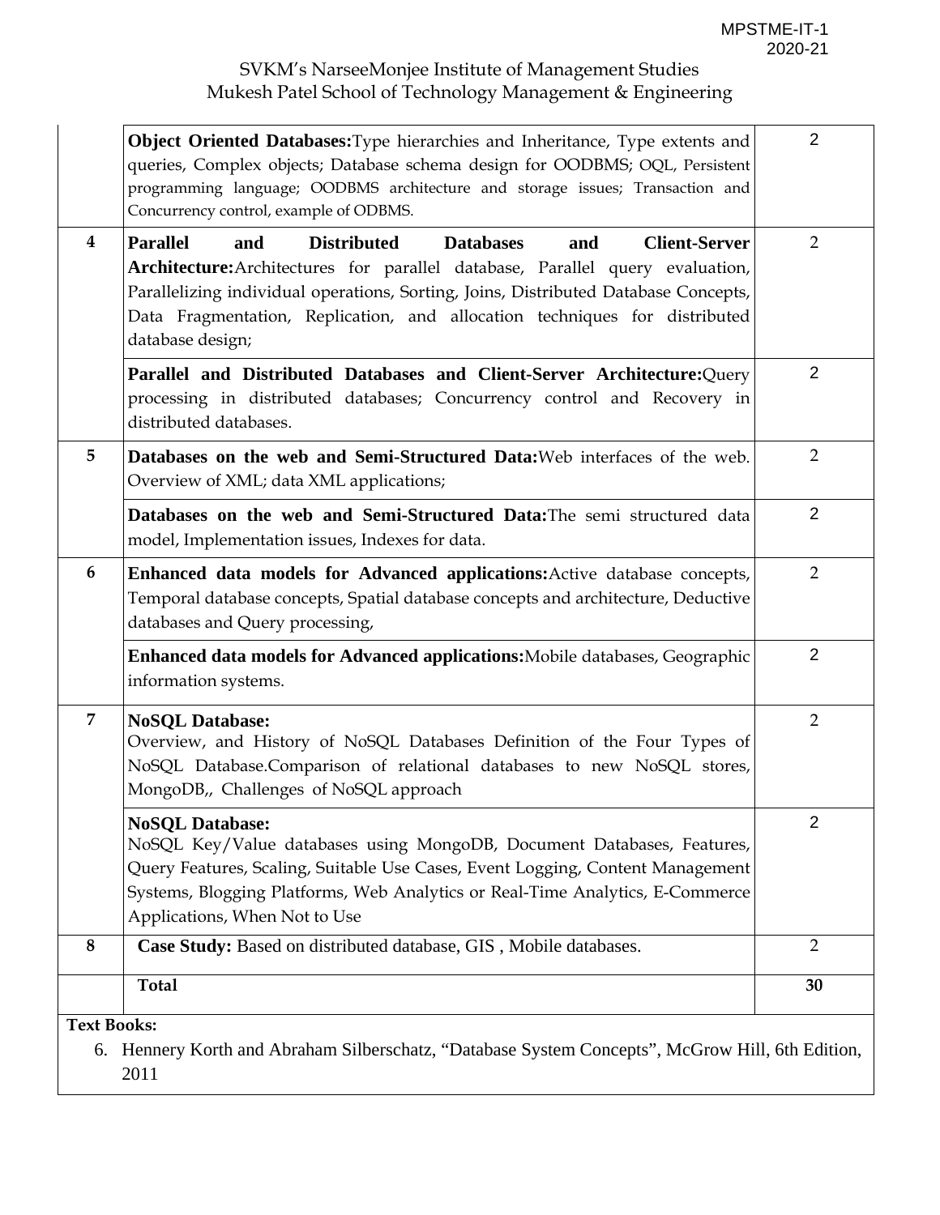| | | |
|---|---|---|
| | **Object Oriented Databases:**Type hierarchies and Inheritance, Type extents and queries, Complex objects; Database schema design for OODBMS; OQL, Persistent programming language; OODBMS architecture and storage issues; Transaction and Concurrency control, example of ODBMS. | 2 |
| **4** | **Parallel and Distributed Databases and Client-Server Architecture:**Architectures for parallel database, Parallel query evaluation, Parallelizing individual operations, Sorting, Joins, Distributed Database Concepts, Data Fragmentation, Replication, and allocation techniques for distributed database design; | 2 |
| | **Parallel and Distributed Databases and Client-Server Architecture:**Query processing in distributed databases; Concurrency control and Recovery in distributed databases. | 2 |
| **5** | **Databases on the web and Semi-Structured Data:**Web interfaces of the web. Overview of XML; data XML applications; | 2 |
| | **Databases on the web and Semi-Structured Data:**The semi structured data model, Implementation issues, Indexes for data. | 2 |
| **6** | **Enhanced data models for Advanced applications:**Active database concepts, Temporal database concepts, Spatial database concepts and architecture, Deductive databases and Query processing, | 2 |
| | **Enhanced data models for Advanced applications:**Mobile databases, Geographic information systems. | 2 |
| **7** | **NoSQL Database:** Overview, and History of NoSQL Databases Definition of the Four Types of NoSQL Database.Comparison of relational databases to new NoSQL stores, MongoDB,, Challenges of NoSQL approach | 2 |
| | **NoSQL Database:** NoSQL Key/Value databases using MongoDB, Document Databases, Features, Query Features, Scaling, Suitable Use Cases, Event Logging, Content Management Systems, Blogging Platforms, Web Analytics or Real-Time Analytics, E-Commerce Applications, When Not to Use | 2 |
| **8** | **Case Study:** Based on distributed database, GIS , Mobile databases. | 2 |
| | **Total** | **30** |

**Text Books:**

6. Hennery Korth and Abraham Silberschatz, "Database System Concepts", McGrow Hill, 6th Edition, 2011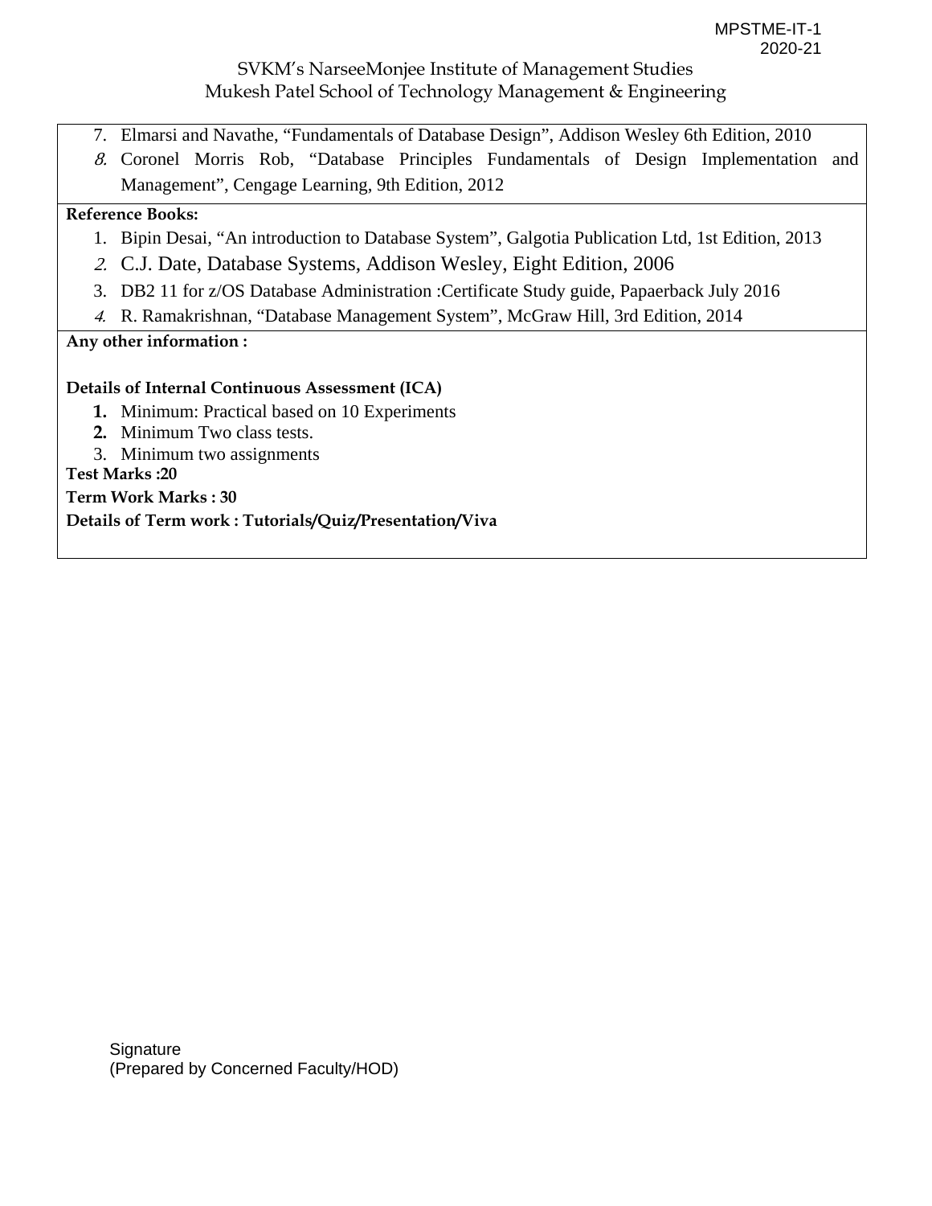7. Elmarsi and Navathe, "Fundamentals of Database Design", Addison Wesley 6th Edition, 2010
8. Coronel Morris Rob, "Database Principles Fundamentals of Design Implementation and Management", Cengage Learning, 9th Edition, 2012

**Reference Books:**

1. Bipin Desai, "An introduction to Database System", Galgotia Publication Ltd, 1st Edition, 2013
2. C.J. Date, Database Systems, Addison Wesley, Eight Edition, 2006
3. DB2 11 for z/OS Database Administration :Certificate Study guide, Papaerback July 2016
4. R. Ramakrishnan, "Database Management System", McGraw Hill, 3rd Edition, 2014

**Any other information :**

**Details of Internal Continuous Assessment (ICA)**

1. Minimum: Practical based on 10 Experiments
2. Minimum Two class tests.
3. Minimum two assignments

**Test Marks :20**

**Term Work Marks : 30**

**Details of Term work : Tutorials/Quiz/Presentation/Viva**

Signature
(Prepared by Concerned Faculty/HOD)